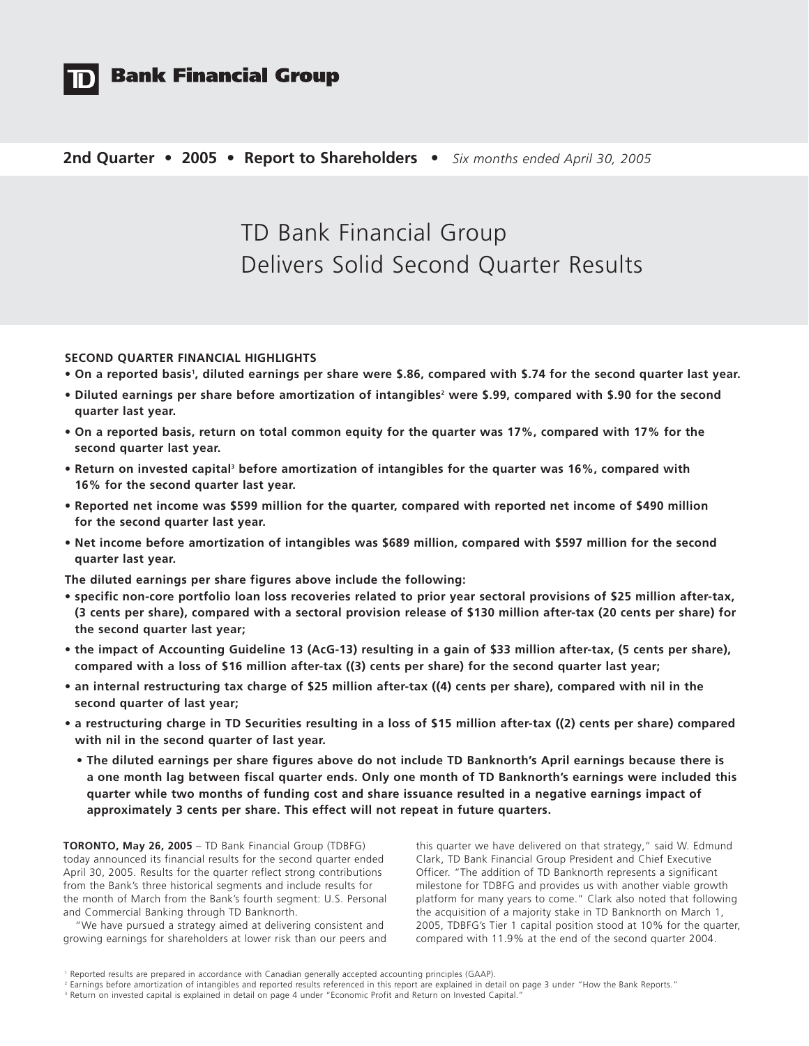# TD Bank Financial Group

**2nd Quarter • 2005 • Report to Shareholders •** *Six months ended April 30, 2005*

# TD Bank Financial Group Delivers Solid Second Quarter Results

**SECOND QUARTER FINANCIAL HIGHLIGHTS**

- **On a reported basis[1], diluted earnings per share were $.86, compared with $.74 for the second quarter last year.**
- **Diluted earnings per share before amortization of intangibles[2] were $.99, compared with $.90 for the second quarter last year.**
- **On a reported basis, return on total common equity for the quarter was 17%, compared with 17% for the second quarter last year.**
- **Return on invested capital[3] before amortization of intangibles for the quarter was 16%, compared with 16% for the second quarter last year.**
- **Reported net income was $599 million for the quarter, compared with reported net income of $490 million for the second quarter last year.**
- **Net income before amortization of intangibles was $689 million, compared with $597 million for the second quarter last year.**

**The diluted earnings per share figures above include the following:**

- **specific non-core portfolio loan loss recoveries related to prior year sectoral provisions of $25 million after-tax, (3 cents per share), compared with a sectoral provision release of $130 million after-tax (20 cents per share) for the second quarter last year;**
- **the impact of Accounting Guideline 13 (AcG-13) resulting in a gain of $33 million after-tax, (5 cents per share), compared with a loss of $16 million after-tax ((3) cents per share) for the second quarter last year;**
- **an internal restructuring tax charge of $25 million after-tax ((4) cents per share), compared with nil in the second quarter of last year;**
- **a restructuring charge in TD Securities resulting in a loss of $15 million after-tax ((2) cents per share) compared with nil in the second quarter of last year.**
  - **The diluted earnings per share figures above do not include TD Banknorth's April earnings because there is a one month lag between fiscal quarter ends. Only one month of TD Banknorth's earnings were included this quarter while two months of funding cost and share issuance resulted in a negative earnings impact of approximately 3 cents per share. This effect will not repeat in future quarters.**

**TORONTO, May 26, 2005** – TD Bank Financial Group (TDBFG) today announced its financial results for the second quarter ended April 30, 2005. Results for the quarter reflect strong contributions from the Bank's three historical segments and include results for the month of March from the Bank's fourth segment: U.S. Personal and Commercial Banking through TD Banknorth.

"We have pursued a strategy aimed at delivering consistent and growing earnings for shareholders at lower risk than our peers and this quarter we have delivered on that strategy," said W. Edmund Clark, TD Bank Financial Group President and Chief Executive Officer. "The addition of TD Banknorth represents a significant milestone for TDBFG and provides us with another viable growth platform for many years to come." Clark also noted that following the acquisition of a majority stake in TD Banknorth on March 1, 2005, TDBFG's Tier 1 capital position stood at 10% for the quarter, compared with 11.9% at the end of the second quarter 2004.

[1] Reported results are prepared in accordance with Canadian generally accepted accounting principles (GAAP).

[2] Earnings before amortization of intangibles and reported results referenced in this report are explained in detail on page 3 under "How the Bank Reports."

[3] Return on invested capital is explained in detail on page 4 under "Economic Profit and Return on Invested Capital."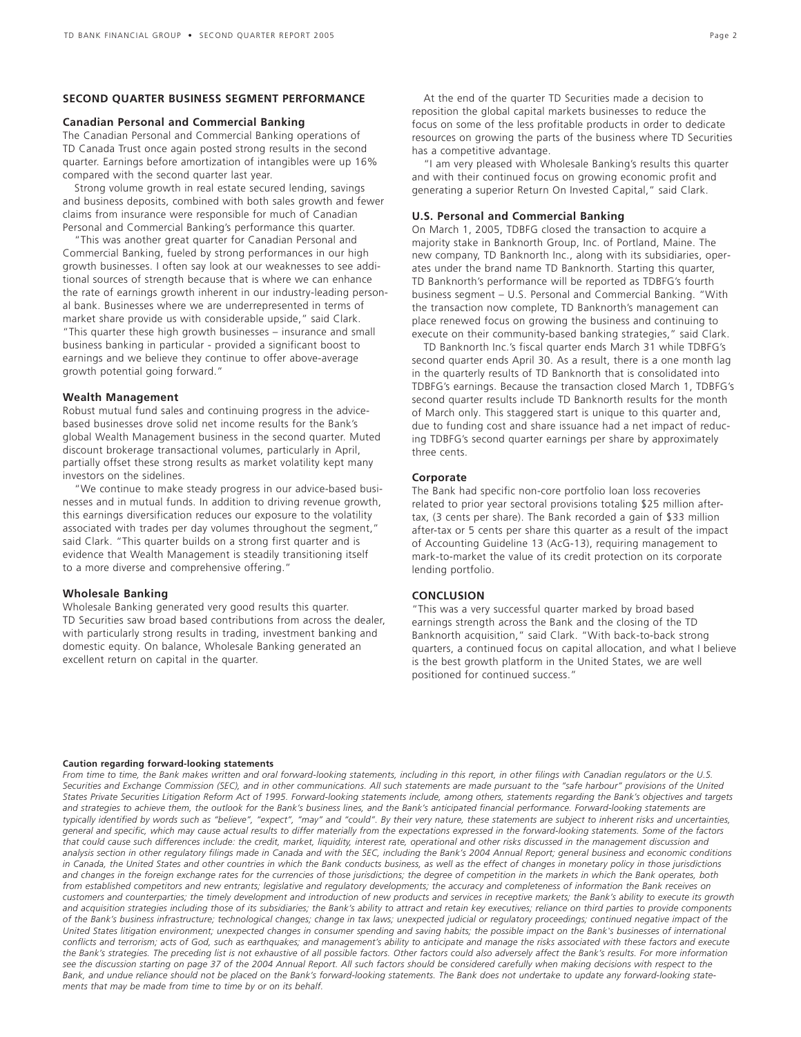## SECOND QUARTER BUSINESS SEGMENT PERFORMANCE

### Canadian Personal and Commercial Banking

The Canadian Personal and Commercial Banking operations of TD Canada Trust once again posted strong results in the second quarter. Earnings before amortization of intangibles were up 16% compared with the second quarter last year.

Strong volume growth in real estate secured lending, savings and business deposits, combined with both sales growth and fewer claims from insurance were responsible for much of Canadian Personal and Commercial Banking's performance this quarter.

"This was another great quarter for Canadian Personal and Commercial Banking, fueled by strong performances in our high growth businesses. I often say look at our weaknesses to see additional sources of strength because that is where we can enhance the rate of earnings growth inherent in our industry-leading personal bank. Businesses where we are underrepresented in terms of market share provide us with considerable upside," said Clark. "This quarter these high growth businesses – insurance and small business banking in particular - provided a significant boost to earnings and we believe they continue to offer above-average growth potential going forward."

### Wealth Management

Robust mutual fund sales and continuing progress in the advice-based businesses drove solid net income results for the Bank's global Wealth Management business in the second quarter. Muted discount brokerage transactional volumes, particularly in April, partially offset these strong results as market volatility kept many investors on the sidelines.

"We continue to make steady progress in our advice-based businesses and in mutual funds. In addition to driving revenue growth, this earnings diversification reduces our exposure to the volatility associated with trades per day volumes throughout the segment," said Clark. "This quarter builds on a strong first quarter and is evidence that Wealth Management is steadily transitioning itself to a more diverse and comprehensive offering."

### Wholesale Banking

Wholesale Banking generated very good results this quarter. TD Securities saw broad based contributions from across the dealer, with particularly strong results in trading, investment banking and domestic equity. On balance, Wholesale Banking generated an excellent return on capital in the quarter.

At the end of the quarter TD Securities made a decision to reposition the global capital markets businesses to reduce the focus on some of the less profitable products in order to dedicate resources on growing the parts of the business where TD Securities has a competitive advantage.

"I am very pleased with Wholesale Banking's results this quarter and with their continued focus on growing economic profit and generating a superior Return On Invested Capital," said Clark.

### U.S. Personal and Commercial Banking

On March 1, 2005, TDBFG closed the transaction to acquire a majority stake in Banknorth Group, Inc. of Portland, Maine. The new company, TD Banknorth Inc., along with its subsidiaries, operates under the brand name TD Banknorth. Starting this quarter, TD Banknorth's performance will be reported as TDBFG's fourth business segment – U.S. Personal and Commercial Banking. "With the transaction now complete, TD Banknorth's management can place renewed focus on growing the business and continuing to execute on their community-based banking strategies," said Clark.

TD Banknorth Inc.'s fiscal quarter ends March 31 while TDBFG's second quarter ends April 30. As a result, there is a one month lag in the quarterly results of TD Banknorth that is consolidated into TDBFG's earnings. Because the transaction closed March 1, TDBFG's second quarter results include TD Banknorth results for the month of March only. This staggered start is unique to this quarter and, due to funding cost and share issuance had a net impact of reducing TDBFG's second quarter earnings per share by approximately three cents.

### Corporate

The Bank had specific non-core portfolio loan loss recoveries related to prior year sectoral provisions totaling $25 million after-tax, (3 cents per share). The Bank recorded a gain of $33 million after-tax or 5 cents per share this quarter as a result of the impact of Accounting Guideline 13 (AcG-13), requiring management to mark-to-market the value of its credit protection on its corporate lending portfolio.

## CONCLUSION

"This was a very successful quarter marked by broad based earnings strength across the Bank and the closing of the TD Banknorth acquisition," said Clark. "With back-to-back strong quarters, a continued focus on capital allocation, and what I believe is the best growth platform in the United States, we are well positioned for continued success."

**Caution regarding forward-looking statements**

*From time to time, the Bank makes written and oral forward-looking statements, including in this report, in other filings with Canadian regulators or the U.S. Securities and Exchange Commission (SEC), and in other communications. All such statements are made pursuant to the "safe harbour" provisions of the United States Private Securities Litigation Reform Act of 1995. Forward-looking statements include, among others, statements regarding the Bank's objectives and targets and strategies to achieve them, the outlook for the Bank's business lines, and the Bank's anticipated financial performance. Forward-looking statements are typically identified by words such as "believe", "expect", "may" and "could". By their very nature, these statements are subject to inherent risks and uncertainties, general and specific, which may cause actual results to differ materially from the expectations expressed in the forward-looking statements. Some of the factors that could cause such differences include: the credit, market, liquidity, interest rate, operational and other risks discussed in the management discussion and analysis section in other regulatory filings made in Canada and with the SEC, including the Bank's 2004 Annual Report; general business and economic conditions in Canada, the United States and other countries in which the Bank conducts business, as well as the effect of changes in monetary policy in those jurisdictions and changes in the foreign exchange rates for the currencies of those jurisdictions; the degree of competition in the markets in which the Bank operates, both from established competitors and new entrants; legislative and regulatory developments; the accuracy and completeness of information the Bank receives on customers and counterparties; the timely development and introduction of new products and services in receptive markets; the Bank's ability to execute its growth and acquisition strategies including those of its subsidiaries; the Bank's ability to attract and retain key executives; reliance on third parties to provide components of the Bank's business infrastructure; technological changes; change in tax laws; unexpected judicial or regulatory proceedings; continued negative impact of the United States litigation environment; unexpected changes in consumer spending and saving habits; the possible impact on the Bank's businesses of international conflicts and terrorism; acts of God, such as earthquakes; and management's ability to anticipate and manage the risks associated with these factors and execute the Bank's strategies. The preceding list is not exhaustive of all possible factors. Other factors could also adversely affect the Bank's results. For more information see the discussion starting on page 37 of the 2004 Annual Report. All such factors should be considered carefully when making decisions with respect to the Bank, and undue reliance should not be placed on the Bank's forward-looking statements. The Bank does not undertake to update any forward-looking statements that may be made from time to time by or on its behalf.*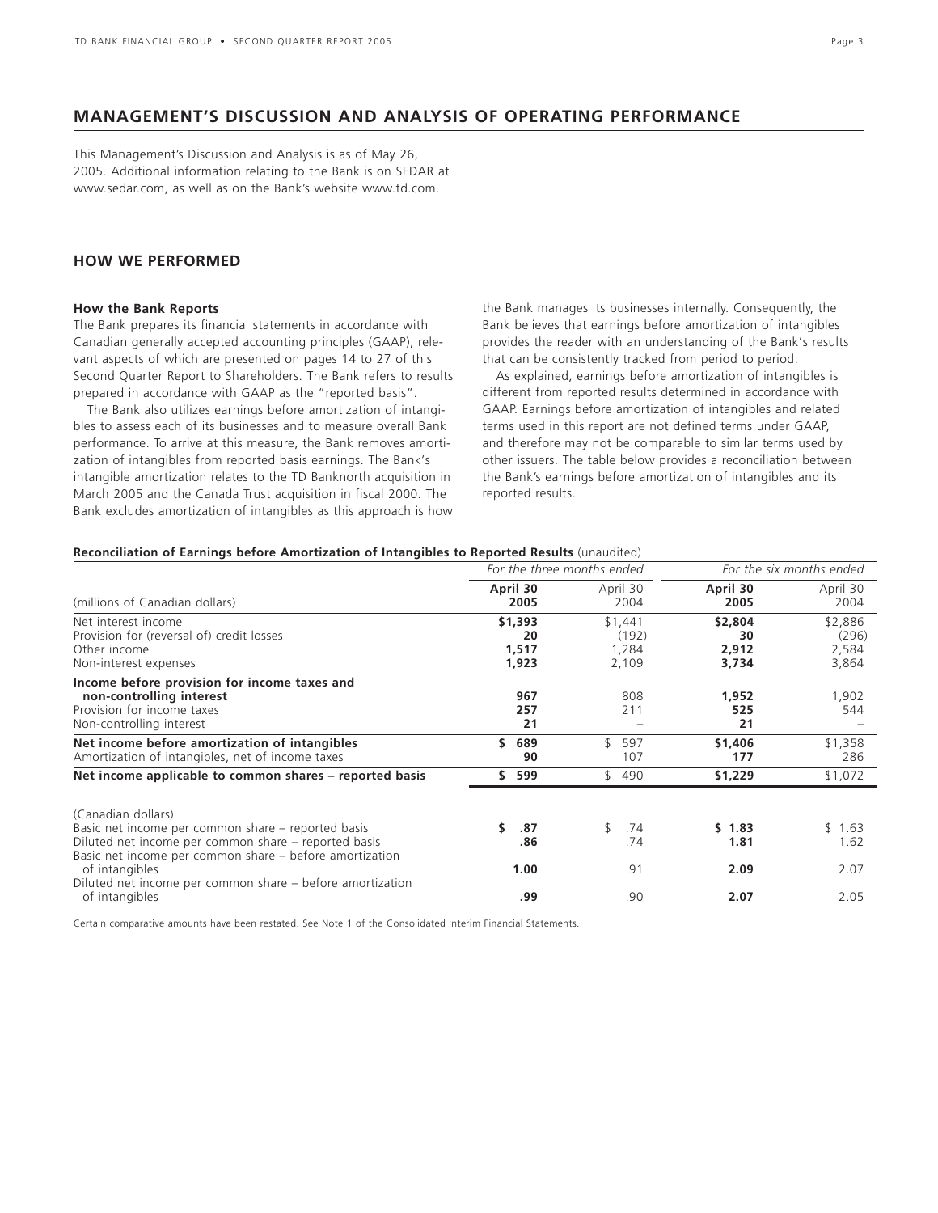## MANAGEMENT'S DISCUSSION AND ANALYSIS OF OPERATING PERFORMANCE

This Management's Discussion and Analysis is as of May 26, 2005. Additional information relating to the Bank is on SEDAR at www.sedar.com, as well as on the Bank's website www.td.com.

### HOW WE PERFORMED

**How the Bank Reports**

The Bank prepares its financial statements in accordance with Canadian generally accepted accounting principles (GAAP), relevant aspects of which are presented on pages 14 to 27 of this Second Quarter Report to Shareholders. The Bank refers to results prepared in accordance with GAAP as the "reported basis".

The Bank also utilizes earnings before amortization of intangibles to assess each of its businesses and to measure overall Bank performance. To arrive at this measure, the Bank removes amortization of intangibles from reported basis earnings. The Bank's intangible amortization relates to the TD Banknorth acquisition in March 2005 and the Canada Trust acquisition in fiscal 2000. The Bank excludes amortization of intangibles as this approach is how the Bank manages its businesses internally. Consequently, the Bank believes that earnings before amortization of intangibles provides the reader with an understanding of the Bank's results that can be consistently tracked from period to period.

As explained, earnings before amortization of intangibles is different from reported results determined in accordance with GAAP. Earnings before amortization of intangibles and related terms used in this report are not defined terms under GAAP, and therefore may not be comparable to similar terms used by other issuers. The table below provides a reconciliation between the Bank's earnings before amortization of intangibles and its reported results.

**Reconciliation of Earnings before Amortization of Intangibles to Reported Results** (unaudited)

| | *For the three months ended* | | *For the six months ended* | |
|---|---|---|---|---|
| (millions of Canadian dollars) | **April 30 2005** | April 30 2004 | **April 30 2005** | April 30 2004 |
| Net interest income | **$1,393** | $1,441 | **$2,804** | $2,886 |
| Provision for (reversal of) credit losses | **20** | (192) | **30** | (296) |
| Other income | **1,517** | 1,284 | **2,912** | 2,584 |
| Non-interest expenses | **1,923** | 2,109 | **3,734** | 3,864 |
| **Income before provision for income taxes and non-controlling interest** | **967** | 808 | **1,952** | 1,902 |
| Provision for income taxes | **257** | 211 | **525** | 544 |
| Non-controlling interest | **21** | – | **21** | – |
| **Net income before amortization of intangibles** | **$ 689** | $ 597 | **$1,406** | $1,358 |
| Amortization of intangibles, net of income taxes | **90** | 107 | **177** | 286 |
| **Net income applicable to common shares – reported basis** | **$ 599** | $ 490 | **$1,229** | $1,072 |
| (Canadian dollars) | | | | |
| Basic net income per common share – reported basis | **$ .87** | $ .74 | **$ 1.83** | $ 1.63 |
| Diluted net income per common share – reported basis | **.86** | .74 | **1.81** | 1.62 |
| Basic net income per common share – before amortization of intangibles | **1.00** | .91 | **2.09** | 2.07 |
| Diluted net income per common share – before amortization of intangibles | **.99** | .90 | **2.07** | 2.05 |

Certain comparative amounts have been restated. See Note 1 of the Consolidated Interim Financial Statements.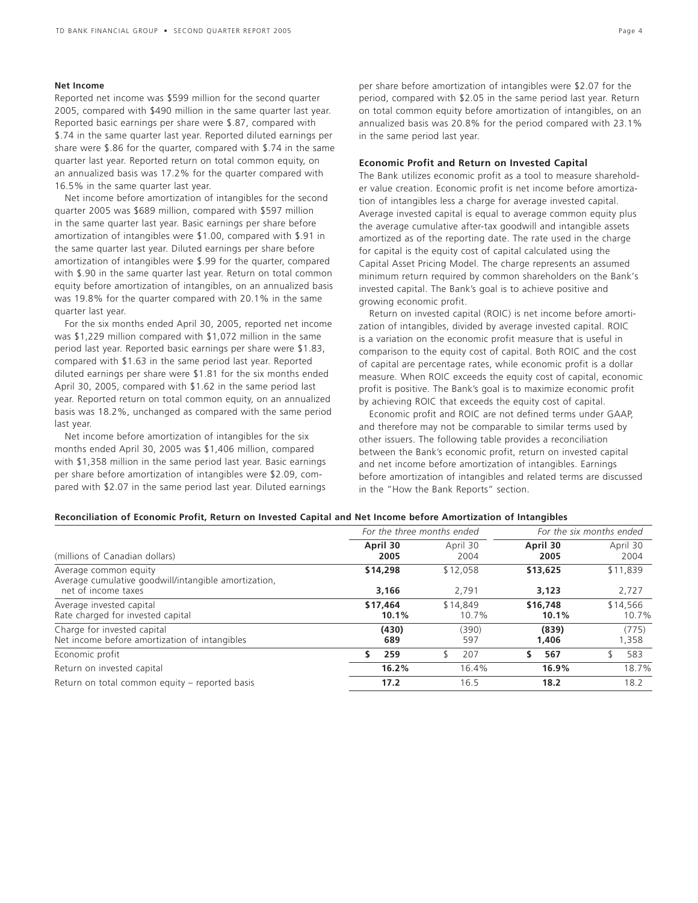### Net Income

Reported net income was $599 million for the second quarter 2005, compared with $490 million in the same quarter last year. Reported basic earnings per share were $.87, compared with $.74 in the same quarter last year. Reported diluted earnings per share were $.86 for the quarter, compared with $.74 in the same quarter last year. Reported return on total common equity, on an annualized basis was 17.2% for the quarter compared with 16.5% in the same quarter last year.

Net income before amortization of intangibles for the second quarter 2005 was $689 million, compared with $597 million in the same quarter last year. Basic earnings per share before amortization of intangibles were $1.00, compared with $.91 in the same quarter last year. Diluted earnings per share before amortization of intangibles were $.99 for the quarter, compared with $.90 in the same quarter last year. Return on total common equity before amortization of intangibles, on an annualized basis was 19.8% for the quarter compared with 20.1% in the same quarter last year.

For the six months ended April 30, 2005, reported net income was $1,229 million compared with $1,072 million in the same period last year. Reported basic earnings per share were $1.83, compared with $1.63 in the same period last year. Reported diluted earnings per share were $1.81 for the six months ended April 30, 2005, compared with $1.62 in the same period last year. Reported return on total common equity, on an annualized basis was 18.2%, unchanged as compared with the same period last year.

Net income before amortization of intangibles for the six months ended April 30, 2005 was $1,406 million, compared with $1,358 million in the same period last year. Basic earnings per share before amortization of intangibles were $2.09, compared with $2.07 in the same period last year. Diluted earnings per share before amortization of intangibles were $2.07 for the period, compared with $2.05 in the same period last year. Return on total common equity before amortization of intangibles, on an annualized basis was 20.8% for the period compared with 23.1% in the same period last year.

### Economic Profit and Return on Invested Capital

The Bank utilizes economic profit as a tool to measure shareholder value creation. Economic profit is net income before amortization of intangibles less a charge for average invested capital. Average invested capital is equal to average common equity plus the average cumulative after-tax goodwill and intangible assets amortized as of the reporting date. The rate used in the charge for capital is the equity cost of capital calculated using the Capital Asset Pricing Model. The charge represents an assumed minimum return required by common shareholders on the Bank's invested capital. The Bank's goal is to achieve positive and growing economic profit.

Return on invested capital (ROIC) is net income before amortization of intangibles, divided by average invested capital. ROIC is a variation on the economic profit measure that is useful in comparison to the equity cost of capital. Both ROIC and the cost of capital are percentage rates, while economic profit is a dollar measure. When ROIC exceeds the equity cost of capital, economic profit is positive. The Bank's goal is to maximize economic profit by achieving ROIC that exceeds the equity cost of capital.

Economic profit and ROIC are not defined terms under GAAP, and therefore may not be comparable to similar terms used by other issuers. The following table provides a reconciliation between the Bank's economic profit, return on invested capital and net income before amortization of intangibles. Earnings before amortization of intangibles and related terms are discussed in the "How the Bank Reports" section.

**Reconciliation of Economic Profit, Return on Invested Capital and Net Income before Amortization of Intangibles**

| | *For the three months ended* | | *For the six months ended* | |
|---|---|---|---|---|
| (millions of Canadian dollars) | **April 30 2005** | April 30 2004 | **April 30 2005** | April 30 2004 |
| Average common equity | **$14,298** | $12,058 | **$13,625** | $11,839 |
| Average cumulative goodwill/intangible amortization, net of income taxes | **3,166** | 2,791 | **3,123** | 2,727 |
| Average invested capital | **$17,464** | $14,849 | **$16,748** | $14,566 |
| Rate charged for invested capital | **10.1%** | 10.7% | **10.1%** | 10.7% |
| Charge for invested capital | **(430)** | (390) | **(839)** | (775) |
| Net income before amortization of intangibles | **689** | 597 | **1,406** | 1,358 |
| Economic profit | **$ 259** | $ 207 | **$ 567** | $ 583 |
| Return on invested capital | **16.2%** | 16.4% | **16.9%** | 18.7% |
| Return on total common equity – reported basis | **17.2** | 16.5 | **18.2** | 18.2 |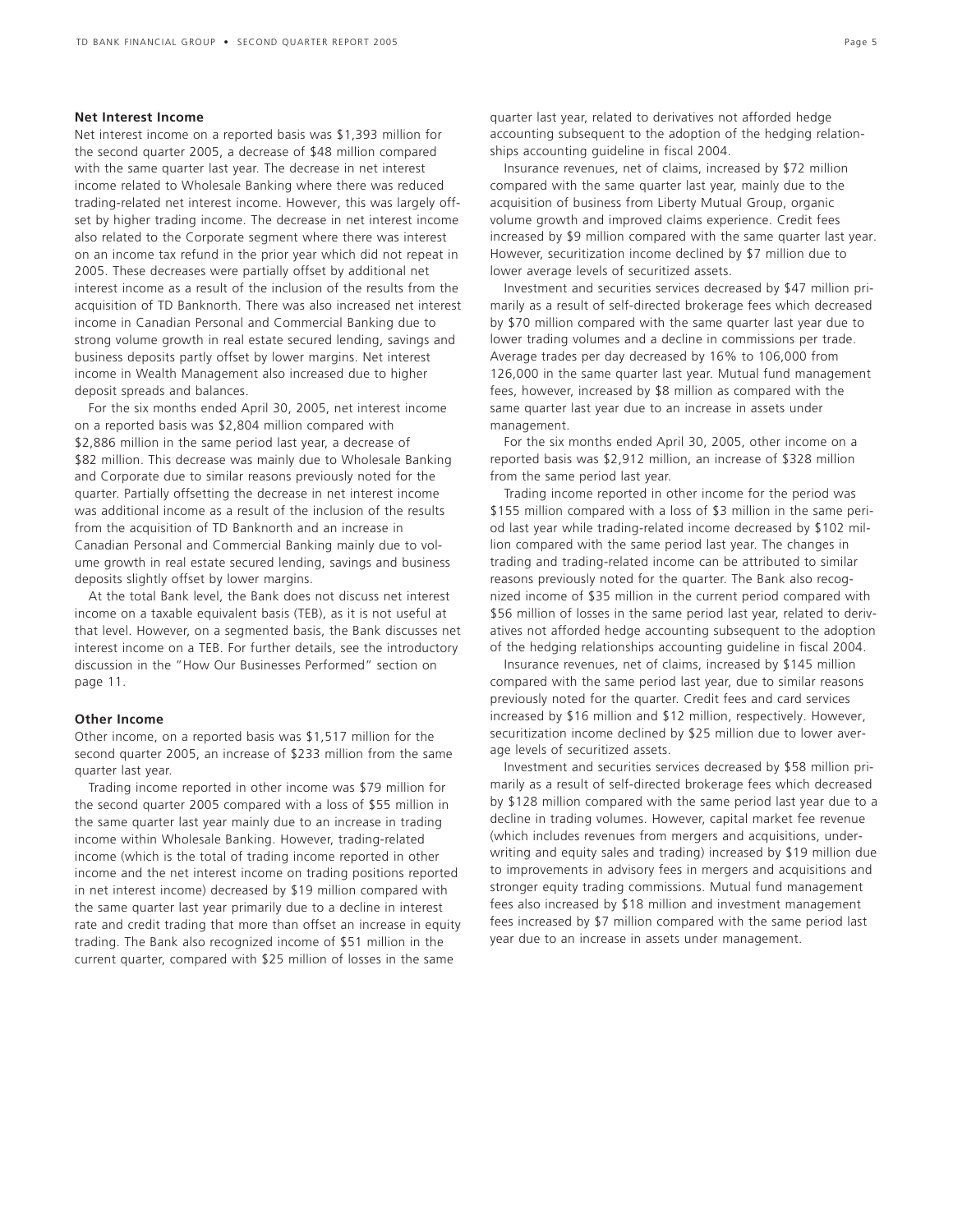### Net Interest Income

Net interest income on a reported basis was $1,393 million for the second quarter 2005, a decrease of $48 million compared with the same quarter last year. The decrease in net interest income related to Wholesale Banking where there was reduced trading-related net interest income. However, this was largely offset by higher trading income. The decrease in net interest income also related to the Corporate segment where there was interest on an income tax refund in the prior year which did not repeat in 2005. These decreases were partially offset by additional net interest income as a result of the inclusion of the results from the acquisition of TD Banknorth. There was also increased net interest income in Canadian Personal and Commercial Banking due to strong volume growth in real estate secured lending, savings and business deposits partly offset by lower margins. Net interest income in Wealth Management also increased due to higher deposit spreads and balances.

For the six months ended April 30, 2005, net interest income on a reported basis was $2,804 million compared with $2,886 million in the same period last year, a decrease of $82 million. This decrease was mainly due to Wholesale Banking and Corporate due to similar reasons previously noted for the quarter. Partially offsetting the decrease in net interest income was additional income as a result of the inclusion of the results from the acquisition of TD Banknorth and an increase in Canadian Personal and Commercial Banking mainly due to volume growth in real estate secured lending, savings and business deposits slightly offset by lower margins.

At the total Bank level, the Bank does not discuss net interest income on a taxable equivalent basis (TEB), as it is not useful at that level. However, on a segmented basis, the Bank discusses net interest income on a TEB. For further details, see the introductory discussion in the "How Our Businesses Performed" section on page 11.

### Other Income

Other income, on a reported basis was $1,517 million for the second quarter 2005, an increase of $233 million from the same quarter last year.

Trading income reported in other income was $79 million for the second quarter 2005 compared with a loss of $55 million in the same quarter last year mainly due to an increase in trading income within Wholesale Banking. However, trading-related income (which is the total of trading income reported in other income and the net interest income on trading positions reported in net interest income) decreased by $19 million compared with the same quarter last year primarily due to a decline in interest rate and credit trading that more than offset an increase in equity trading. The Bank also recognized income of $51 million in the current quarter, compared with $25 million of losses in the same quarter last year, related to derivatives not afforded hedge accounting subsequent to the adoption of the hedging relationships accounting guideline in fiscal 2004.

Insurance revenues, net of claims, increased by $72 million compared with the same quarter last year, mainly due to the acquisition of business from Liberty Mutual Group, organic volume growth and improved claims experience. Credit fees increased by $9 million compared with the same quarter last year. However, securitization income declined by $7 million due to lower average levels of securitized assets.

Investment and securities services decreased by $47 million primarily as a result of self-directed brokerage fees which decreased by $70 million compared with the same quarter last year due to lower trading volumes and a decline in commissions per trade. Average trades per day decreased by 16% to 106,000 from 126,000 in the same quarter last year. Mutual fund management fees, however, increased by $8 million as compared with the same quarter last year due to an increase in assets under management.

For the six months ended April 30, 2005, other income on a reported basis was $2,912 million, an increase of $328 million from the same period last year.

Trading income reported in other income for the period was $155 million compared with a loss of $3 million in the same period last year while trading-related income decreased by $102 million compared with the same period last year. The changes in trading and trading-related income can be attributed to similar reasons previously noted for the quarter. The Bank also recognized income of $35 million in the current period compared with $56 million of losses in the same period last year, related to derivatives not afforded hedge accounting subsequent to the adoption of the hedging relationships accounting guideline in fiscal 2004.

Insurance revenues, net of claims, increased by $145 million compared with the same period last year, due to similar reasons previously noted for the quarter. Credit fees and card services increased by $16 million and $12 million, respectively. However, securitization income declined by $25 million due to lower average levels of securitized assets.

Investment and securities services decreased by $58 million primarily as a result of self-directed brokerage fees which decreased by $128 million compared with the same period last year due to a decline in trading volumes. However, capital market fee revenue (which includes revenues from mergers and acquisitions, underwriting and equity sales and trading) increased by $19 million due to improvements in advisory fees in mergers and acquisitions and stronger equity trading commissions. Mutual fund management fees also increased by $18 million and investment management fees increased by $7 million compared with the same period last year due to an increase in assets under management.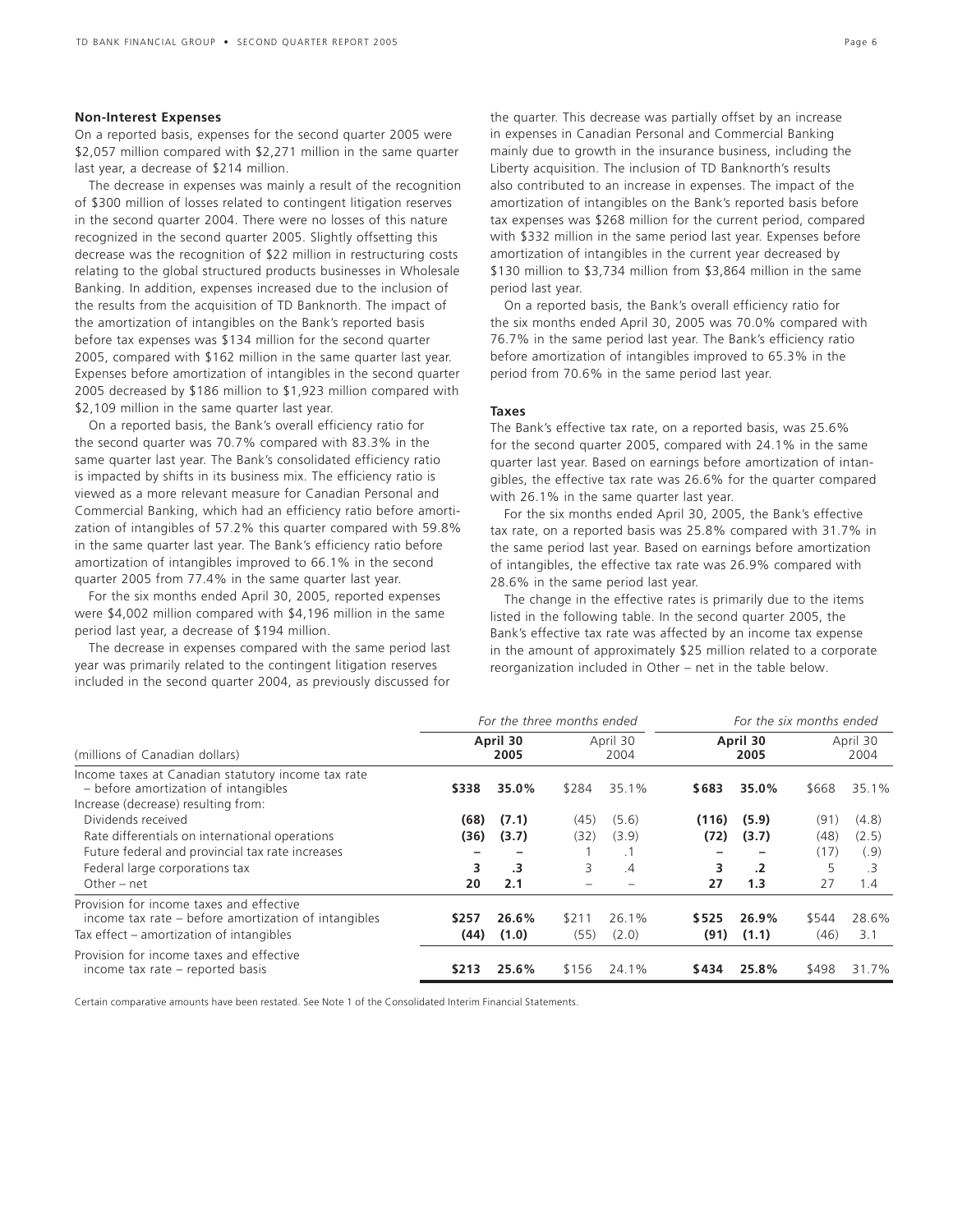### Non-Interest Expenses

On a reported basis, expenses for the second quarter 2005 were $2,057 million compared with $2,271 million in the same quarter last year, a decrease of $214 million.

The decrease in expenses was mainly a result of the recognition of $300 million of losses related to contingent litigation reserves in the second quarter 2004. There were no losses of this nature recognized in the second quarter 2005. Slightly offsetting this decrease was the recognition of $22 million in restructuring costs relating to the global structured products businesses in Wholesale Banking. In addition, expenses increased due to the inclusion of the results from the acquisition of TD Banknorth. The impact of the amortization of intangibles on the Bank's reported basis before tax expenses was $134 million for the second quarter 2005, compared with $162 million in the same quarter last year. Expenses before amortization of intangibles in the second quarter 2005 decreased by $186 million to $1,923 million compared with $2,109 million in the same quarter last year.

On a reported basis, the Bank's overall efficiency ratio for the second quarter was 70.7% compared with 83.3% in the same quarter last year. The Bank's consolidated efficiency ratio is impacted by shifts in its business mix. The efficiency ratio is viewed as a more relevant measure for Canadian Personal and Commercial Banking, which had an efficiency ratio before amortization of intangibles of 57.2% this quarter compared with 59.8% in the same quarter last year. The Bank's efficiency ratio before amortization of intangibles improved to 66.1% in the second quarter 2005 from 77.4% in the same quarter last year.

For the six months ended April 30, 2005, reported expenses were $4,002 million compared with $4,196 million in the same period last year, a decrease of $194 million.

The decrease in expenses compared with the same period last year was primarily related to the contingent litigation reserves included in the second quarter 2004, as previously discussed for the quarter. This decrease was partially offset by an increase in expenses in Canadian Personal and Commercial Banking mainly due to growth in the insurance business, including the Liberty acquisition. The inclusion of TD Banknorth's results also contributed to an increase in expenses. The impact of the amortization of intangibles on the Bank's reported basis before tax expenses was $268 million for the current period, compared with $332 million in the same period last year. Expenses before amortization of intangibles in the current year decreased by $130 million to $3,734 million from $3,864 million in the same period last year.

On a reported basis, the Bank's overall efficiency ratio for the six months ended April 30, 2005 was 70.0% compared with 76.7% in the same period last year. The Bank's efficiency ratio before amortization of intangibles improved to 65.3% in the period from 70.6% in the same period last year.

### Taxes

The Bank's effective tax rate, on a reported basis, was 25.6% for the second quarter 2005, compared with 24.1% in the same quarter last year. Based on earnings before amortization of intangibles, the effective tax rate was 26.6% for the quarter compared with 26.1% in the same quarter last year.

For the six months ended April 30, 2005, the Bank's effective tax rate, on a reported basis was 25.8% compared with 31.7% in the same period last year. Based on earnings before amortization of intangibles, the effective tax rate was 26.9% compared with 28.6% in the same period last year.

The change in the effective rates is primarily due to the items listed in the following table. In the second quarter 2005, the Bank's effective tax rate was affected by an income tax expense in the amount of approximately $25 million related to a corporate reorganization included in Other – net in the table below.

| | *For the three months ended* | | | | *For the six months ended* | | | |
|---|---|---|---|---|---|---|---|---|
| (millions of Canadian dollars) | **April 30 2005** | | April 30 2004 | | **April 30 2005** | | April 30 2004 | |
| Income taxes at Canadian statutory income tax rate – before amortization of intangibles | **$338** | **35.0%** | $284 | 35.1% | **$683** | **35.0%** | $668 | 35.1% |
| Increase (decrease) resulting from: | | | | | | | | |
| Dividends received | **(68)** | **(7.1)** | (45) | (5.6) | **(116)** | **(5.9)** | (91) | (4.8) |
| Rate differentials on international operations | **(36)** | **(3.7)** | (32) | (3.9) | **(72)** | **(3.7)** | (48) | (2.5) |
| Future federal and provincial tax rate increases | **–** | **–** | 1 | .1 | **–** | **–** | (17) | (.9) |
| Federal large corporations tax | **3** | **.3** | 3 | .4 | **3** | **.2** | 5 | .3 |
| Other – net | **20** | **2.1** | – | – | **27** | **1.3** | 27 | 1.4 |
| Provision for income taxes and effective income tax rate – before amortization of intangibles | **$257** | **26.6%** | $211 | 26.1% | **$525** | **26.9%** | $544 | 28.6% |
| Tax effect – amortization of intangibles | **(44)** | **(1.0)** | (55) | (2.0) | **(91)** | **(1.1)** | (46) | 3.1 |
| Provision for income taxes and effective income tax rate – reported basis | **$213** | **25.6%** | $156 | 24.1% | **$434** | **25.8%** | $498 | 31.7% |

Certain comparative amounts have been restated. See Note 1 of the Consolidated Interim Financial Statements.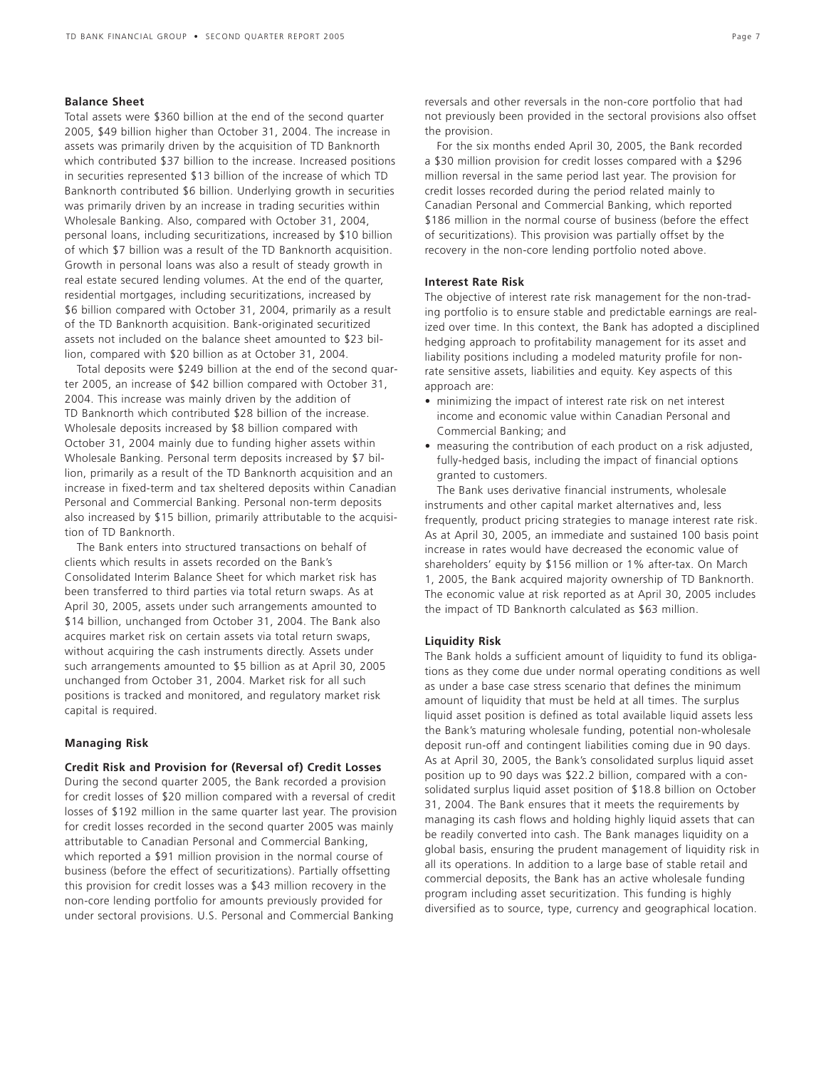### Balance Sheet

Total assets were $360 billion at the end of the second quarter 2005, $49 billion higher than October 31, 2004. The increase in assets was primarily driven by the acquisition of TD Banknorth which contributed $37 billion to the increase. Increased positions in securities represented $13 billion of the increase of which TD Banknorth contributed $6 billion. Underlying growth in securities was primarily driven by an increase in trading securities within Wholesale Banking. Also, compared with October 31, 2004, personal loans, including securitizations, increased by $10 billion of which $7 billion was a result of the TD Banknorth acquisition. Growth in personal loans was also a result of steady growth in real estate secured lending volumes. At the end of the quarter, residential mortgages, including securitizations, increased by $6 billion compared with October 31, 2004, primarily as a result of the TD Banknorth acquisition. Bank-originated securitized assets not included on the balance sheet amounted to $23 billion, compared with $20 billion as at October 31, 2004.

Total deposits were $249 billion at the end of the second quarter 2005, an increase of $42 billion compared with October 31, 2004. This increase was mainly driven by the addition of TD Banknorth which contributed $28 billion of the increase. Wholesale deposits increased by $8 billion compared with October 31, 2004 mainly due to funding higher assets within Wholesale Banking. Personal term deposits increased by $7 billion, primarily as a result of the TD Banknorth acquisition and an increase in fixed-term and tax sheltered deposits within Canadian Personal and Commercial Banking. Personal non-term deposits also increased by $15 billion, primarily attributable to the acquisition of TD Banknorth.

The Bank enters into structured transactions on behalf of clients which results in assets recorded on the Bank's Consolidated Interim Balance Sheet for which market risk has been transferred to third parties via total return swaps. As at April 30, 2005, assets under such arrangements amounted to $14 billion, unchanged from October 31, 2004. The Bank also acquires market risk on certain assets via total return swaps, without acquiring the cash instruments directly. Assets under such arrangements amounted to $5 billion as at April 30, 2005 unchanged from October 31, 2004. Market risk for all such positions is tracked and monitored, and regulatory market risk capital is required.

### Managing Risk

#### Credit Risk and Provision for (Reversal of) Credit Losses

During the second quarter 2005, the Bank recorded a provision for credit losses of $20 million compared with a reversal of credit losses of $192 million in the same quarter last year. The provision for credit losses recorded in the second quarter 2005 was mainly attributable to Canadian Personal and Commercial Banking, which reported a $91 million provision in the normal course of business (before the effect of securitizations). Partially offsetting this provision for credit losses was a $43 million recovery in the non-core lending portfolio for amounts previously provided for under sectoral provisions. U.S. Personal and Commercial Banking reversals and other reversals in the non-core portfolio that had not previously been provided in the sectoral provisions also offset the provision.

For the six months ended April 30, 2005, the Bank recorded a $30 million provision for credit losses compared with a $296 million reversal in the same period last year. The provision for credit losses recorded during the period related mainly to Canadian Personal and Commercial Banking, which reported $186 million in the normal course of business (before the effect of securitizations). This provision was partially offset by the recovery in the non-core lending portfolio noted above.

#### Interest Rate Risk

The objective of interest rate risk management for the non-trading portfolio is to ensure stable and predictable earnings are realized over time. In this context, the Bank has adopted a disciplined hedging approach to profitability management for its asset and liability positions including a modeled maturity profile for non-rate sensitive assets, liabilities and equity. Key aspects of this approach are:

- minimizing the impact of interest rate risk on net interest income and economic value within Canadian Personal and Commercial Banking; and
- measuring the contribution of each product on a risk adjusted, fully-hedged basis, including the impact of financial options granted to customers.

The Bank uses derivative financial instruments, wholesale instruments and other capital market alternatives and, less frequently, product pricing strategies to manage interest rate risk. As at April 30, 2005, an immediate and sustained 100 basis point increase in rates would have decreased the economic value of shareholders' equity by $156 million or 1% after-tax. On March 1, 2005, the Bank acquired majority ownership of TD Banknorth. The economic value at risk reported as at April 30, 2005 includes the impact of TD Banknorth calculated as $63 million.

#### Liquidity Risk

The Bank holds a sufficient amount of liquidity to fund its obligations as they come due under normal operating conditions as well as under a base case stress scenario that defines the minimum amount of liquidity that must be held at all times. The surplus liquid asset position is defined as total available liquid assets less the Bank's maturing wholesale funding, potential non-wholesale deposit run-off and contingent liabilities coming due in 90 days. As at April 30, 2005, the Bank's consolidated surplus liquid asset position up to 90 days was $22.2 billion, compared with a consolidated surplus liquid asset position of $18.8 billion on October 31, 2004. The Bank ensures that it meets the requirements by managing its cash flows and holding highly liquid assets that can be readily converted into cash. The Bank manages liquidity on a global basis, ensuring the prudent management of liquidity risk in all its operations. In addition to a large base of stable retail and commercial deposits, the Bank has an active wholesale funding program including asset securitization. This funding is highly diversified as to source, type, currency and geographical location.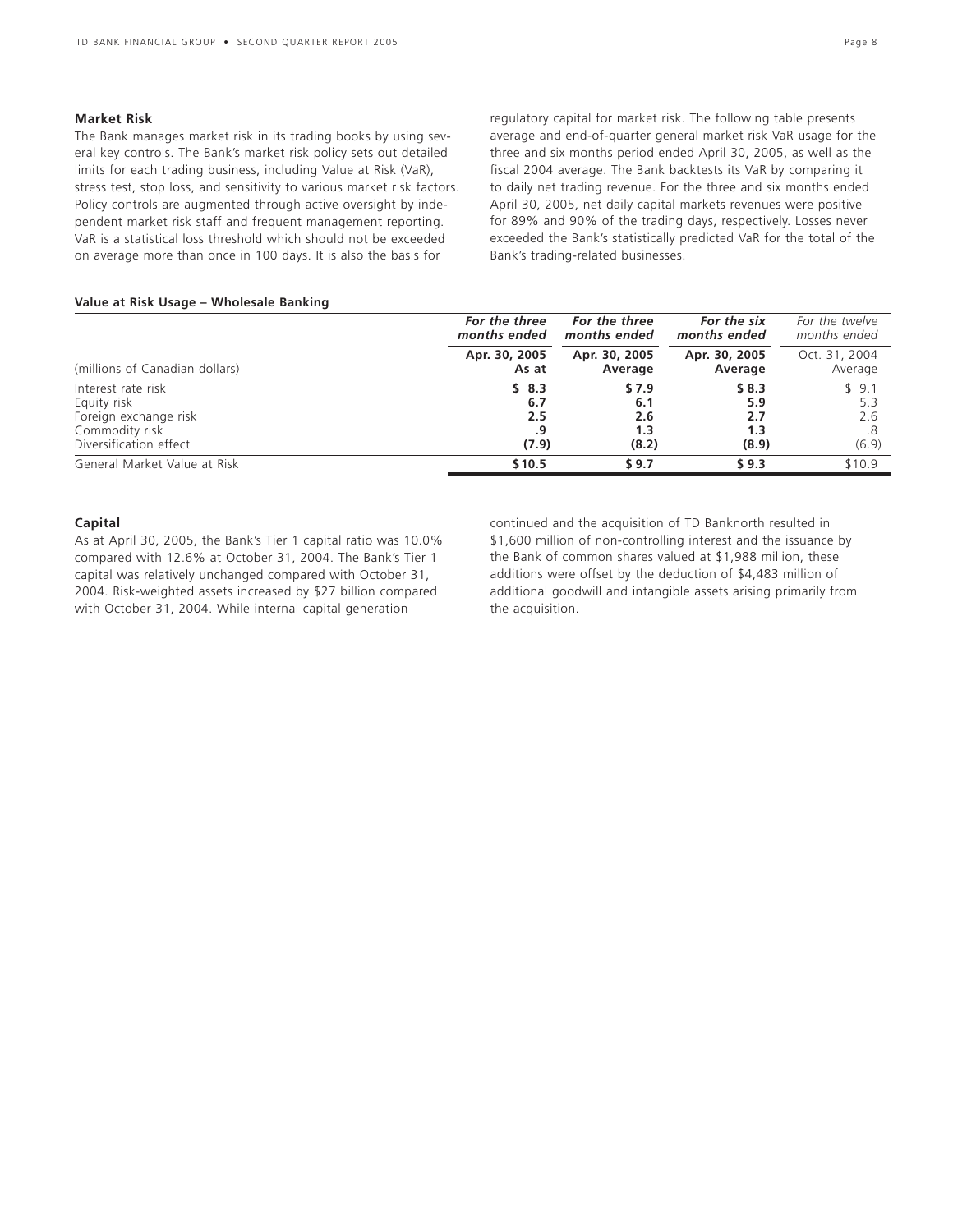## Market Risk

The Bank manages market risk in its trading books by using several key controls. The Bank's market risk policy sets out detailed limits for each trading business, including Value at Risk (VaR), stress test, stop loss, and sensitivity to various market risk factors. Policy controls are augmented through active oversight by independent market risk staff and frequent management reporting. VaR is a statistical loss threshold which should not be exceeded on average more than once in 100 days. It is also the basis for regulatory capital for market risk. The following table presents average and end-of-quarter general market risk VaR usage for the three and six months period ended April 30, 2005, as well as the fiscal 2004 average. The Bank backtests its VaR by comparing it to daily net trading revenue. For the three and six months ended April 30, 2005, net daily capital markets revenues were positive for 89% and 90% of the trading days, respectively. Losses never exceeded the Bank's statistically predicted VaR for the total of the Bank's trading-related businesses.

**Value at Risk Usage – Wholesale Banking**

| (millions of Canadian dollars) | ***For the three months ended*** **Apr. 30, 2005 As at** | ***For the three months ended*** **Apr. 30, 2005 Average** | ***For the six months ended*** **Apr. 30, 2005 Average** | *For the twelve months ended* Oct. 31, 2004 Average |
|---|---|---|---|---|
| Interest rate risk | **$ 8.3** | **$ 7.9** | **$ 8.3** | $ 9.1 |
| Equity risk | **6.7** | **6.1** | **5.9** | 5.3 |
| Foreign exchange risk | **2.5** | **2.6** | **2.7** | 2.6 |
| Commodity risk | **.9** | **1.3** | **1.3** | .8 |
| Diversification effect | **(7.9)** | **(8.2)** | **(8.9)** | (6.9) |
| General Market Value at Risk | **$ 10.5** | **$ 9.7** | **$ 9.3** | $ 10.9 |

## Capital

As at April 30, 2005, the Bank's Tier 1 capital ratio was 10.0% compared with 12.6% at October 31, 2004. The Bank's Tier 1 capital was relatively unchanged compared with October 31, 2004. Risk-weighted assets increased by $27 billion compared with October 31, 2004. While internal capital generation continued and the acquisition of TD Banknorth resulted in $1,600 million of non-controlling interest and the issuance by the Bank of common shares valued at $1,988 million, these additions were offset by the deduction of $4,483 million of additional goodwill and intangible assets arising primarily from the acquisition.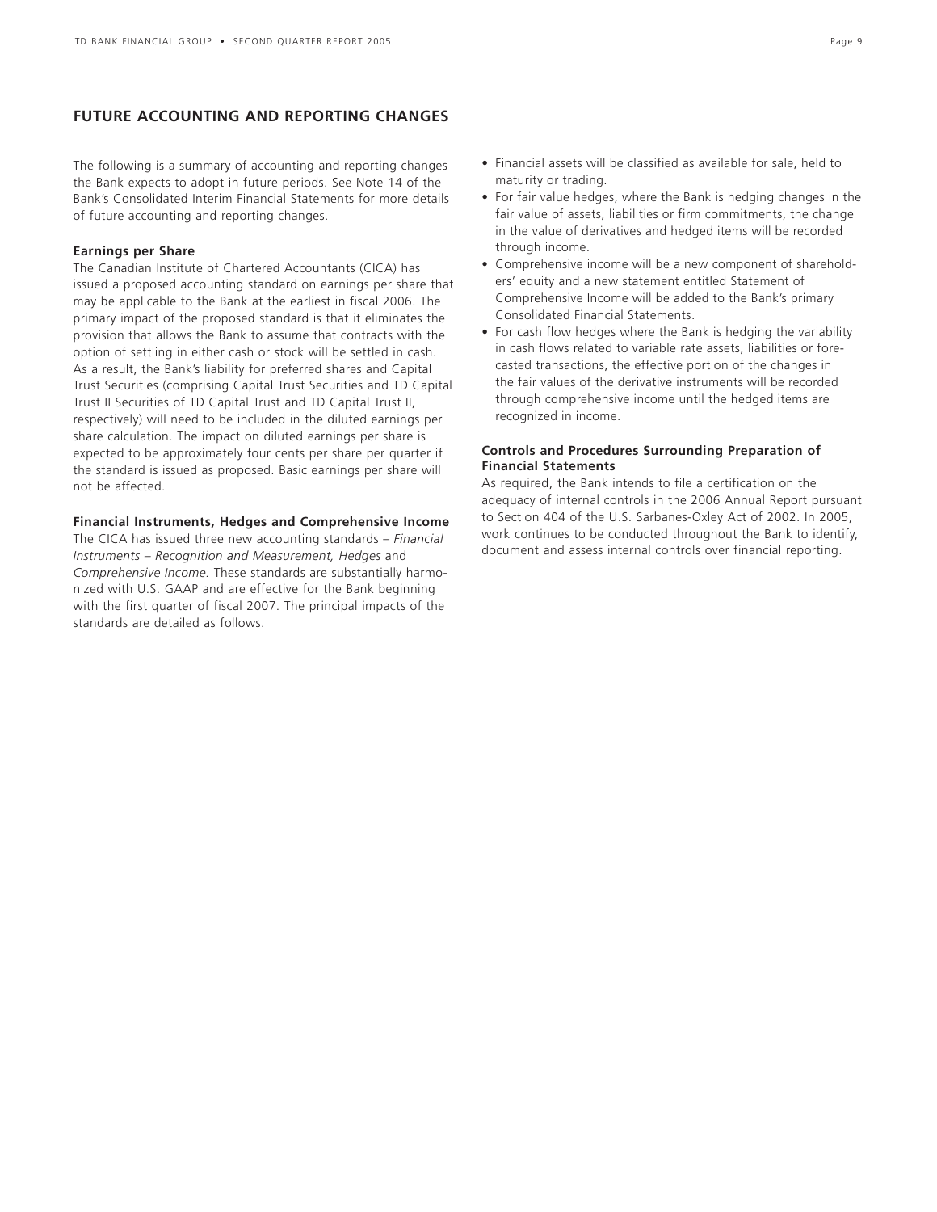## FUTURE ACCOUNTING AND REPORTING CHANGES

The following is a summary of accounting and reporting changes the Bank expects to adopt in future periods. See Note 14 of the Bank's Consolidated Interim Financial Statements for more details of future accounting and reporting changes.

**Earnings per Share**

The Canadian Institute of Chartered Accountants (CICA) has issued a proposed accounting standard on earnings per share that may be applicable to the Bank at the earliest in fiscal 2006. The primary impact of the proposed standard is that it eliminates the provision that allows the Bank to assume that contracts with the option of settling in either cash or stock will be settled in cash. As a result, the Bank's liability for preferred shares and Capital Trust Securities (comprising Capital Trust Securities and TD Capital Trust II Securities of TD Capital Trust and TD Capital Trust II, respectively) will need to be included in the diluted earnings per share calculation. The impact on diluted earnings per share is expected to be approximately four cents per share per quarter if the standard is issued as proposed. Basic earnings per share will not be affected.

**Financial Instruments, Hedges and Comprehensive Income**

The CICA has issued three new accounting standards – *Financial Instruments – Recognition and Measurement, Hedges* and *Comprehensive Income.* These standards are substantially harmonized with U.S. GAAP and are effective for the Bank beginning with the first quarter of fiscal 2007. The principal impacts of the standards are detailed as follows.

- Financial assets will be classified as available for sale, held to maturity or trading.
- For fair value hedges, where the Bank is hedging changes in the fair value of assets, liabilities or firm commitments, the change in the value of derivatives and hedged items will be recorded through income.
- Comprehensive income will be a new component of shareholders' equity and a new statement entitled Statement of Comprehensive Income will be added to the Bank's primary Consolidated Financial Statements.
- For cash flow hedges where the Bank is hedging the variability in cash flows related to variable rate assets, liabilities or forecasted transactions, the effective portion of the changes in the fair values of the derivative instruments will be recorded through comprehensive income until the hedged items are recognized in income.

**Controls and Procedures Surrounding Preparation of Financial Statements**

As required, the Bank intends to file a certification on the adequacy of internal controls in the 2006 Annual Report pursuant to Section 404 of the U.S. Sarbanes-Oxley Act of 2002. In 2005, work continues to be conducted throughout the Bank to identify, document and assess internal controls over financial reporting.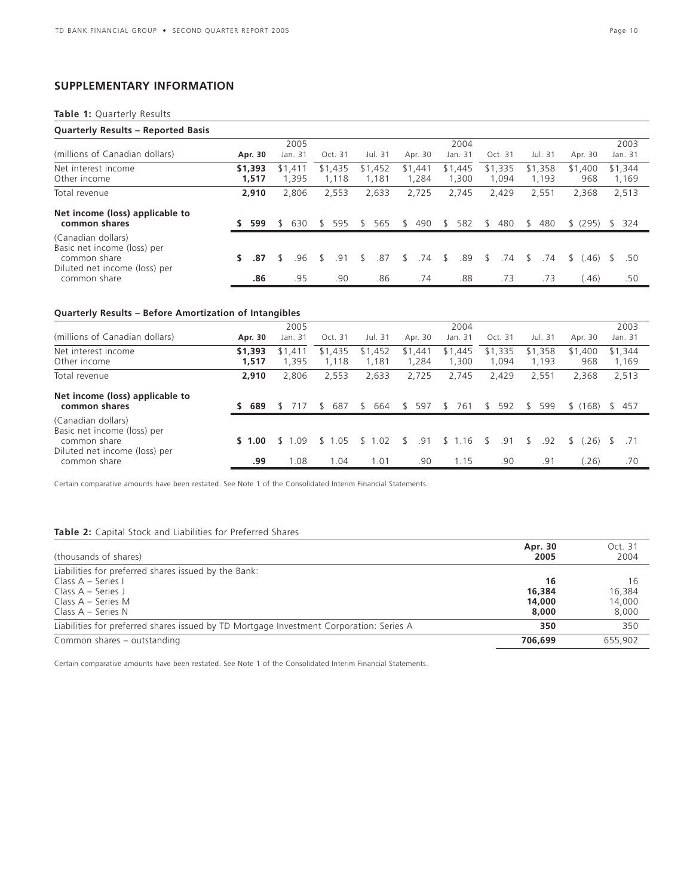## SUPPLEMENTARY INFORMATION

**Table 1:** Quarterly Results

**Quarterly Results – Reported Basis**

| (millions of Canadian dollars) | 2005 | | | | | 2004 | | | | 2003 |
|---|---|---|---|---|---|---|---|---|---|---|
| | **Apr. 30** | Jan. 31 | Oct. 31 | Jul. 31 | Apr. 30 | Jan. 31 | Oct. 31 | Jul. 31 | Apr. 30 | Jan. 31 |
| Net interest income | **$1,393** | $1,411 | $1,435 | $1,452 | $1,441 | $1,445 | $1,335 | $1,358 | $1,400 | $1,344 |
| Other income | **1,517** | 1,395 | 1,118 | 1,181 | 1,284 | 1,300 | 1,094 | 1,193 | 968 | 1,169 |
| Total revenue | **2,910** | 2,806 | 2,553 | 2,633 | 2,725 | 2,745 | 2,429 | 2,551 | 2,368 | 2,513 |
| **Net income (loss) applicable to common shares** | **$ 599** | $ 630 | $ 595 | $ 565 | $ 490 | $ 582 | $ 480 | $ 480 | $ (295) | $ 324 |
| (Canadian dollars) | | | | | | | | | | |
| Basic net income (loss) per common share | **$ .87** | $ .96 | $ .91 | $ .87 | $ .74 | $ .89 | $ .74 | $ .74 | $ (.46) | $ .50 |
| Diluted net income (loss) per common share | **.86** | .95 | .90 | .86 | .74 | .88 | .73 | .73 | (.46) | .50 |

**Quarterly Results – Before Amortization of Intangibles**

| (millions of Canadian dollars) | 2005 | | | | | 2004 | | | | 2003 |
|---|---|---|---|---|---|---|---|---|---|---|
| | **Apr. 30** | Jan. 31 | Oct. 31 | Jul. 31 | Apr. 30 | Jan. 31 | Oct. 31 | Jul. 31 | Apr. 30 | Jan. 31 |
| Net interest income | **$1,393** | $1,411 | $1,435 | $1,452 | $1,441 | $1,445 | $1,335 | $1,358 | $1,400 | $1,344 |
| Other income | **1,517** | 1,395 | 1,118 | 1,181 | 1,284 | 1,300 | 1,094 | 1,193 | 968 | 1,169 |
| Total revenue | **2,910** | 2,806 | 2,553 | 2,633 | 2,725 | 2,745 | 2,429 | 2,551 | 2,368 | 2,513 |
| **Net income (loss) applicable to common shares** | **$ 689** | $ 717 | $ 687 | $ 664 | $ 597 | $ 761 | $ 592 | $ 599 | $ (168) | $ 457 |
| (Canadian dollars) | | | | | | | | | | |
| Basic net income (loss) per common share | **$ 1.00** | $ 1.09 | $ 1.05 | $ 1.02 | $ .91 | $ 1.16 | $ .91 | $ .92 | $ (.26) | $ .71 |
| Diluted net income (loss) per common share | **.99** | 1.08 | 1.04 | 1.01 | .90 | 1.15 | .90 | .91 | (.26) | .70 |

Certain comparative amounts have been restated. See Note 1 of the Consolidated Interim Financial Statements.

**Table 2:** Capital Stock and Liabilities for Preferred Shares

| (thousands of shares) | **Apr. 30 2005** | Oct. 31 2004 |
|---|---|---|
| Liabilities for preferred shares issued by the Bank: | | |
| Class A – Series I | **16** | 16 |
| Class A – Series J | **16,384** | 16,384 |
| Class A – Series M | **14,000** | 14,000 |
| Class A – Series N | **8,000** | 8,000 |
| Liabilities for preferred shares issued by TD Mortgage Investment Corporation: Series A | **350** | 350 |
| Common shares – outstanding | **706,699** | 655,902 |

Certain comparative amounts have been restated. See Note 1 of the Consolidated Interim Financial Statements.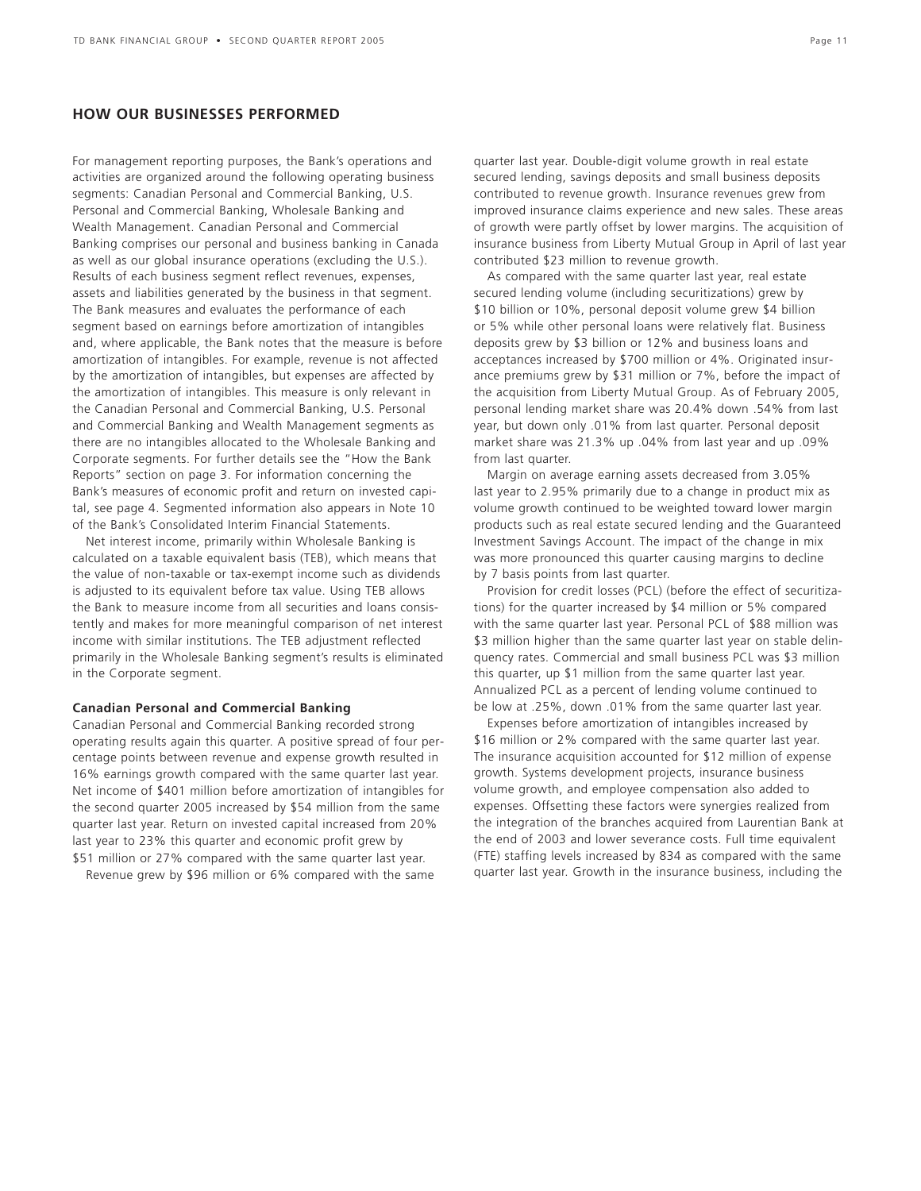## HOW OUR BUSINESSES PERFORMED

For management reporting purposes, the Bank's operations and activities are organized around the following operating business segments: Canadian Personal and Commercial Banking, U.S. Personal and Commercial Banking, Wholesale Banking and Wealth Management. Canadian Personal and Commercial Banking comprises our personal and business banking in Canada as well as our global insurance operations (excluding the U.S.). Results of each business segment reflect revenues, expenses, assets and liabilities generated by the business in that segment. The Bank measures and evaluates the performance of each segment based on earnings before amortization of intangibles and, where applicable, the Bank notes that the measure is before amortization of intangibles. For example, revenue is not affected by the amortization of intangibles, but expenses are affected by the amortization of intangibles. This measure is only relevant in the Canadian Personal and Commercial Banking, U.S. Personal and Commercial Banking and Wealth Management segments as there are no intangibles allocated to the Wholesale Banking and Corporate segments. For further details see the "How the Bank Reports" section on page 3. For information concerning the Bank's measures of economic profit and return on invested capital, see page 4. Segmented information also appears in Note 10 of the Bank's Consolidated Interim Financial Statements.

Net interest income, primarily within Wholesale Banking is calculated on a taxable equivalent basis (TEB), which means that the value of non-taxable or tax-exempt income such as dividends is adjusted to its equivalent before tax value. Using TEB allows the Bank to measure income from all securities and loans consistently and makes for more meaningful comparison of net interest income with similar institutions. The TEB adjustment reflected primarily in the Wholesale Banking segment's results is eliminated in the Corporate segment.

### Canadian Personal and Commercial Banking

Canadian Personal and Commercial Banking recorded strong operating results again this quarter. A positive spread of four percentage points between revenue and expense growth resulted in 16% earnings growth compared with the same quarter last year. Net income of $401 million before amortization of intangibles for the second quarter 2005 increased by $54 million from the same quarter last year. Return on invested capital increased from 20% last year to 23% this quarter and economic profit grew by $51 million or 27% compared with the same quarter last year.

Revenue grew by $96 million or 6% compared with the same quarter last year. Double-digit volume growth in real estate secured lending, savings deposits and small business deposits contributed to revenue growth. Insurance revenues grew from improved insurance claims experience and new sales. These areas of growth were partly offset by lower margins. The acquisition of insurance business from Liberty Mutual Group in April of last year contributed $23 million to revenue growth.

As compared with the same quarter last year, real estate secured lending volume (including securitizations) grew by $10 billion or 10%, personal deposit volume grew $4 billion or 5% while other personal loans were relatively flat. Business deposits grew by $3 billion or 12% and business loans and acceptances increased by $700 million or 4%. Originated insurance premiums grew by $31 million or 7%, before the impact of the acquisition from Liberty Mutual Group. As of February 2005, personal lending market share was 20.4% down .54% from last year, but down only .01% from last quarter. Personal deposit market share was 21.3% up .04% from last year and up .09% from last quarter.

Margin on average earning assets decreased from 3.05% last year to 2.95% primarily due to a change in product mix as volume growth continued to be weighted toward lower margin products such as real estate secured lending and the Guaranteed Investment Savings Account. The impact of the change in mix was more pronounced this quarter causing margins to decline by 7 basis points from last quarter.

Provision for credit losses (PCL) (before the effect of securitizations) for the quarter increased by $4 million or 5% compared with the same quarter last year. Personal PCL of $88 million was $3 million higher than the same quarter last year on stable delinquency rates. Commercial and small business PCL was $3 million this quarter, up $1 million from the same quarter last year. Annualized PCL as a percent of lending volume continued to be low at .25%, down .01% from the same quarter last year.

Expenses before amortization of intangibles increased by $16 million or 2% compared with the same quarter last year. The insurance acquisition accounted for $12 million of expense growth. Systems development projects, insurance business volume growth, and employee compensation also added to expenses. Offsetting these factors were synergies realized from the integration of the branches acquired from Laurentian Bank at the end of 2003 and lower severance costs. Full time equivalent (FTE) staffing levels increased by 834 as compared with the same quarter last year. Growth in the insurance business, including the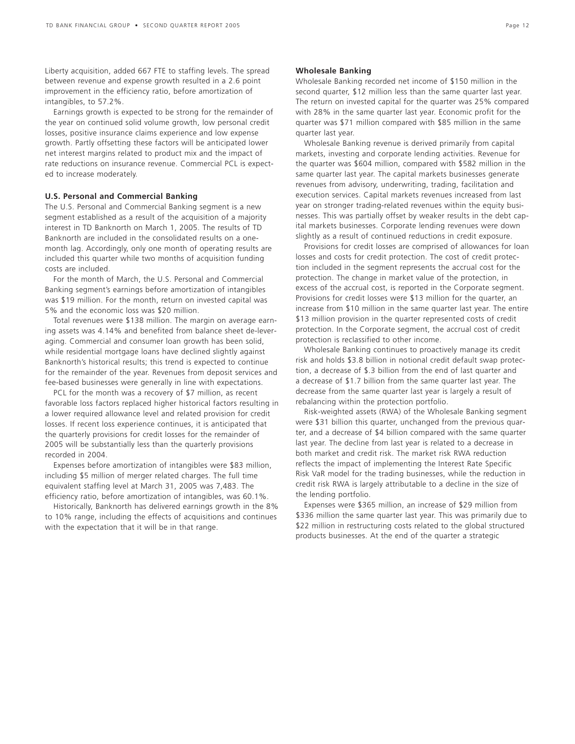Liberty acquisition, added 667 FTE to staffing levels. The spread between revenue and expense growth resulted in a 2.6 point improvement in the efficiency ratio, before amortization of intangibles, to 57.2%.

Earnings growth is expected to be strong for the remainder of the year on continued solid volume growth, low personal credit losses, positive insurance claims experience and low expense growth. Partly offsetting these factors will be anticipated lower net interest margins related to product mix and the impact of rate reductions on insurance revenue. Commercial PCL is expected to increase moderately.

**U.S. Personal and Commercial Banking**

The U.S. Personal and Commercial Banking segment is a new segment established as a result of the acquisition of a majority interest in TD Banknorth on March 1, 2005. The results of TD Banknorth are included in the consolidated results on a one-month lag. Accordingly, only one month of operating results are included this quarter while two months of acquisition funding costs are included.

For the month of March, the U.S. Personal and Commercial Banking segment's earnings before amortization of intangibles was $19 million. For the month, return on invested capital was 5% and the economic loss was $20 million.

Total revenues were $138 million. The margin on average earning assets was 4.14% and benefited from balance sheet de-leveraging. Commercial and consumer loan growth has been solid, while residential mortgage loans have declined slightly against Banknorth's historical results; this trend is expected to continue for the remainder of the year. Revenues from deposit services and fee-based businesses were generally in line with expectations.

PCL for the month was a recovery of $7 million, as recent favorable loss factors replaced higher historical factors resulting in a lower required allowance level and related provision for credit losses. If recent loss experience continues, it is anticipated that the quarterly provisions for credit losses for the remainder of 2005 will be substantially less than the quarterly provisions recorded in 2004.

Expenses before amortization of intangibles were $83 million, including $5 million of merger related charges. The full time equivalent staffing level at March 31, 2005 was 7,483. The efficiency ratio, before amortization of intangibles, was 60.1%.

Historically, Banknorth has delivered earnings growth in the 8% to 10% range, including the effects of acquisitions and continues with the expectation that it will be in that range.

**Wholesale Banking**

Wholesale Banking recorded net income of $150 million in the second quarter, $12 million less than the same quarter last year. The return on invested capital for the quarter was 25% compared with 28% in the same quarter last year. Economic profit for the quarter was $71 million compared with $85 million in the same quarter last year.

Wholesale Banking revenue is derived primarily from capital markets, investing and corporate lending activities. Revenue for the quarter was $604 million, compared with $582 million in the same quarter last year. The capital markets businesses generate revenues from advisory, underwriting, trading, facilitation and execution services. Capital markets revenues increased from last year on stronger trading-related revenues within the equity businesses. This was partially offset by weaker results in the debt capital markets businesses. Corporate lending revenues were down slightly as a result of continued reductions in credit exposure.

Provisions for credit losses are comprised of allowances for loan losses and costs for credit protection. The cost of credit protection included in the segment represents the accrual cost for the protection. The change in market value of the protection, in excess of the accrual cost, is reported in the Corporate segment. Provisions for credit losses were $13 million for the quarter, an increase from $10 million in the same quarter last year. The entire $13 million provision in the quarter represented costs of credit protection. In the Corporate segment, the accrual cost of credit protection is reclassified to other income.

Wholesale Banking continues to proactively manage its credit risk and holds $3.8 billion in notional credit default swap protection, a decrease of $.3 billion from the end of last quarter and a decrease of $1.7 billion from the same quarter last year. The decrease from the same quarter last year is largely a result of rebalancing within the protection portfolio.

Risk-weighted assets (RWA) of the Wholesale Banking segment were $31 billion this quarter, unchanged from the previous quarter, and a decrease of $4 billion compared with the same quarter last year. The decline from last year is related to a decrease in both market and credit risk. The market risk RWA reduction reflects the impact of implementing the Interest Rate Specific Risk VaR model for the trading businesses, while the reduction in credit risk RWA is largely attributable to a decline in the size of the lending portfolio.

Expenses were $365 million, an increase of $29 million from $336 million the same quarter last year. This was primarily due to $22 million in restructuring costs related to the global structured products businesses. At the end of the quarter a strategic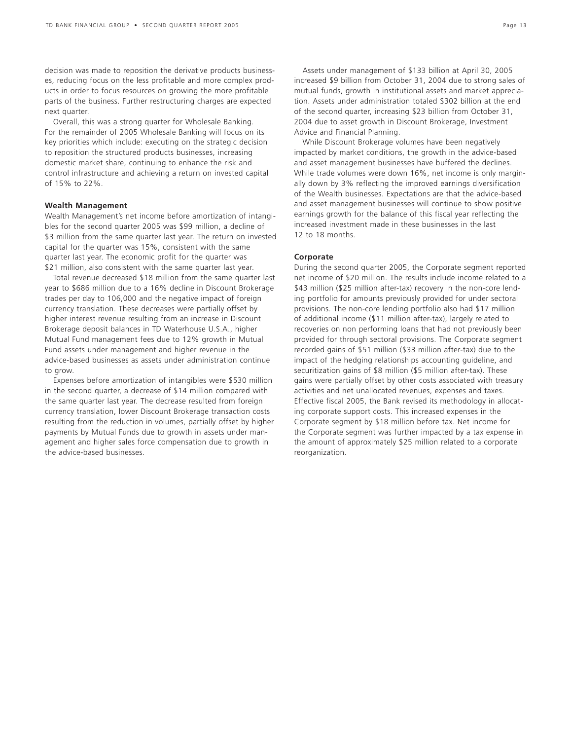decision was made to reposition the derivative products businesses, reducing focus on the less profitable and more complex products in order to focus resources on growing the more profitable parts of the business. Further restructuring charges are expected next quarter.

Overall, this was a strong quarter for Wholesale Banking. For the remainder of 2005 Wholesale Banking will focus on its key priorities which include: executing on the strategic decision to reposition the structured products businesses, increasing domestic market share, continuing to enhance the risk and control infrastructure and achieving a return on invested capital of 15% to 22%.

**Wealth Management**

Wealth Management's net income before amortization of intangibles for the second quarter 2005 was $99 million, a decline of $3 million from the same quarter last year. The return on invested capital for the quarter was 15%, consistent with the same quarter last year. The economic profit for the quarter was $21 million, also consistent with the same quarter last year.

Total revenue decreased $18 million from the same quarter last year to $686 million due to a 16% decline in Discount Brokerage trades per day to 106,000 and the negative impact of foreign currency translation. These decreases were partially offset by higher interest revenue resulting from an increase in Discount Brokerage deposit balances in TD Waterhouse U.S.A., higher Mutual Fund management fees due to 12% growth in Mutual Fund assets under management and higher revenue in the advice-based businesses as assets under administration continue to grow.

Expenses before amortization of intangibles were $530 million in the second quarter, a decrease of $14 million compared with the same quarter last year. The decrease resulted from foreign currency translation, lower Discount Brokerage transaction costs resulting from the reduction in volumes, partially offset by higher payments by Mutual Funds due to growth in assets under management and higher sales force compensation due to growth in the advice-based businesses.

Assets under management of $133 billion at April 30, 2005 increased $9 billion from October 31, 2004 due to strong sales of mutual funds, growth in institutional assets and market appreciation. Assets under administration totaled $302 billion at the end of the second quarter, increasing $23 billion from October 31, 2004 due to asset growth in Discount Brokerage, Investment Advice and Financial Planning.

While Discount Brokerage volumes have been negatively impacted by market conditions, the growth in the advice-based and asset management businesses have buffered the declines. While trade volumes were down 16%, net income is only marginally down by 3% reflecting the improved earnings diversification of the Wealth businesses. Expectations are that the advice-based and asset management businesses will continue to show positive earnings growth for the balance of this fiscal year reflecting the increased investment made in these businesses in the last 12 to 18 months.

**Corporate**

During the second quarter 2005, the Corporate segment reported net income of $20 million. The results include income related to a $43 million ($25 million after-tax) recovery in the non-core lending portfolio for amounts previously provided for under sectoral provisions. The non-core lending portfolio also had $17 million of additional income ($11 million after-tax), largely related to recoveries on non performing loans that had not previously been provided for through sectoral provisions. The Corporate segment recorded gains of $51 million ($33 million after-tax) due to the impact of the hedging relationships accounting guideline, and securitization gains of $8 million ($5 million after-tax). These gains were partially offset by other costs associated with treasury activities and net unallocated revenues, expenses and taxes. Effective fiscal 2005, the Bank revised its methodology in allocating corporate support costs. This increased expenses in the Corporate segment by $18 million before tax. Net income for the Corporate segment was further impacted by a tax expense in the amount of approximately $25 million related to a corporate reorganization.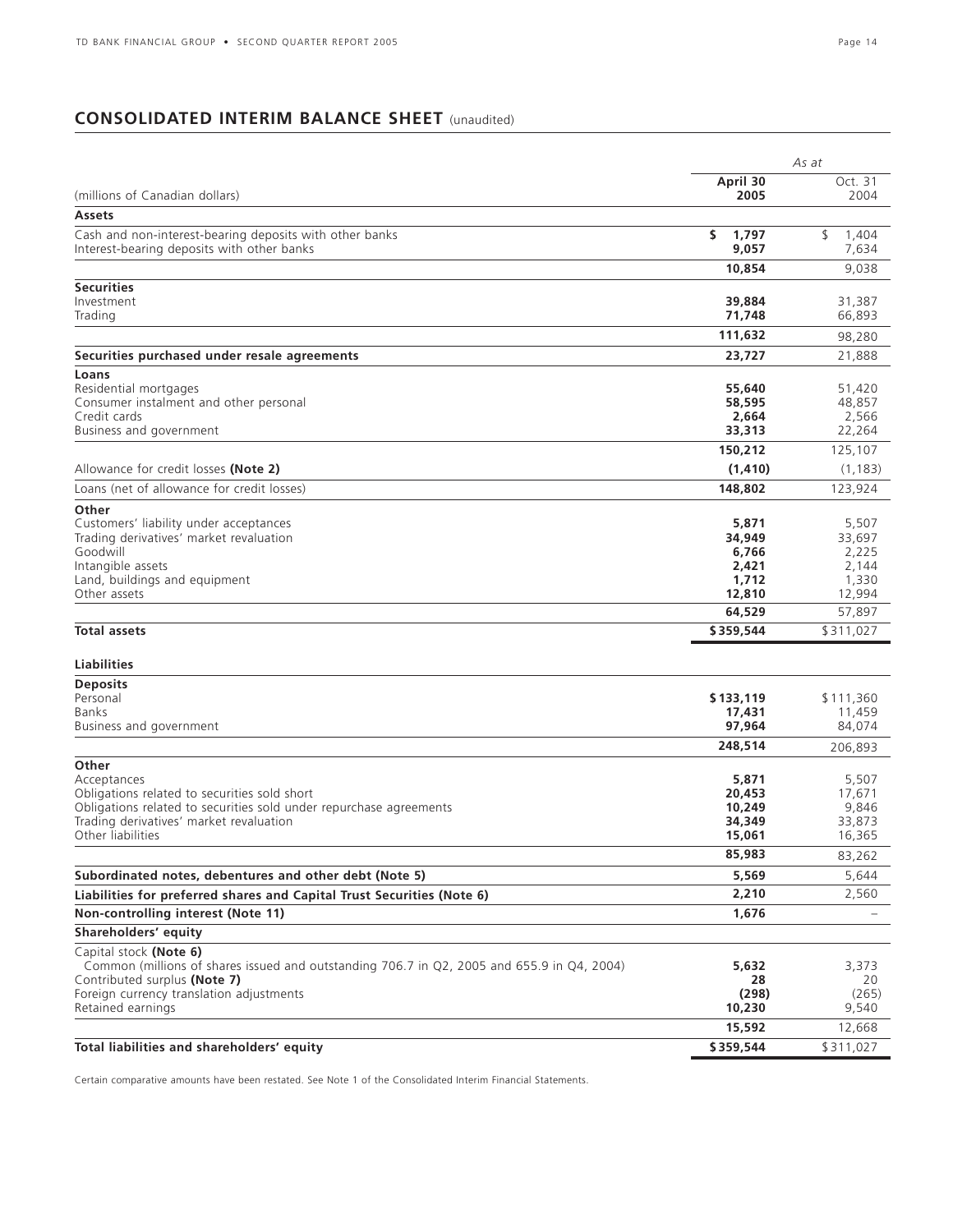## CONSOLIDATED INTERIM BALANCE SHEET (unaudited)

| (millions of Canadian dollars) | As at April 30 2005 | As at Oct. 31 2004 |
|---|---|---|
| **Assets** | | |
| Cash and non-interest-bearing deposits with other banks | **$ 1,797** | $ 1,404 |
| Interest-bearing deposits with other banks | **9,057** | 7,634 |
| | **10,854** | 9,038 |
| **Securities** | | |
| Investment | **39,884** | 31,387 |
| Trading | **71,748** | 66,893 |
| | **111,632** | 98,280 |
| **Securities purchased under resale agreements** | **23,727** | 21,888 |
| **Loans** | | |
| Residential mortgages | **55,640** | 51,420 |
| Consumer instalment and other personal | **58,595** | 48,857 |
| Credit cards | **2,664** | 2,566 |
| Business and government | **33,313** | 22,264 |
| | **150,212** | 125,107 |
| Allowance for credit losses **(Note 2)** | **(1,410)** | (1,183) |
| Loans (net of allowance for credit losses) | **148,802** | 123,924 |
| **Other** | | |
| Customers' liability under acceptances | **5,871** | 5,507 |
| Trading derivatives' market revaluation | **34,949** | 33,697 |
| Goodwill | **6,766** | 2,225 |
| Intangible assets | **2,421** | 2,144 |
| Land, buildings and equipment | **1,712** | 1,330 |
| Other assets | **12,810** | 12,994 |
| | **64,529** | 57,897 |
| **Total assets** | **$359,544** | $311,027 |
| **Liabilities** | | |
| **Deposits** | | |
| Personal | **$133,119** | $111,360 |
| Banks | **17,431** | 11,459 |
| Business and government | **97,964** | 84,074 |
| | **248,514** | 206,893 |
| **Other** | | |
| Acceptances | **5,871** | 5,507 |
| Obligations related to securities sold short | **20,453** | 17,671 |
| Obligations related to securities sold under repurchase agreements | **10,249** | 9,846 |
| Trading derivatives' market revaluation | **34,349** | 33,873 |
| Other liabilities | **15,061** | 16,365 |
| | **85,983** | 83,262 |
| **Subordinated notes, debentures and other debt (Note 5)** | **5,569** | 5,644 |
| **Liabilities for preferred shares and Capital Trust Securities (Note 6)** | **2,210** | 2,560 |
| **Non-controlling interest (Note 11)** | **1,676** | – |
| **Shareholders' equity** | | |
| Capital stock **(Note 6)** | | |
| Common (millions of shares issued and outstanding 706.7 in Q2, 2005 and 655.9 in Q4, 2004) | **5,632** | 3,373 |
| Contributed surplus **(Note 7)** | **28** | 20 |
| Foreign currency translation adjustments | **(298)** | (265) |
| Retained earnings | **10,230** | 9,540 |
| | **15,592** | 12,668 |
| **Total liabilities and shareholders' equity** | **$359,544** | $311,027 |

Certain comparative amounts have been restated. See Note 1 of the Consolidated Interim Financial Statements.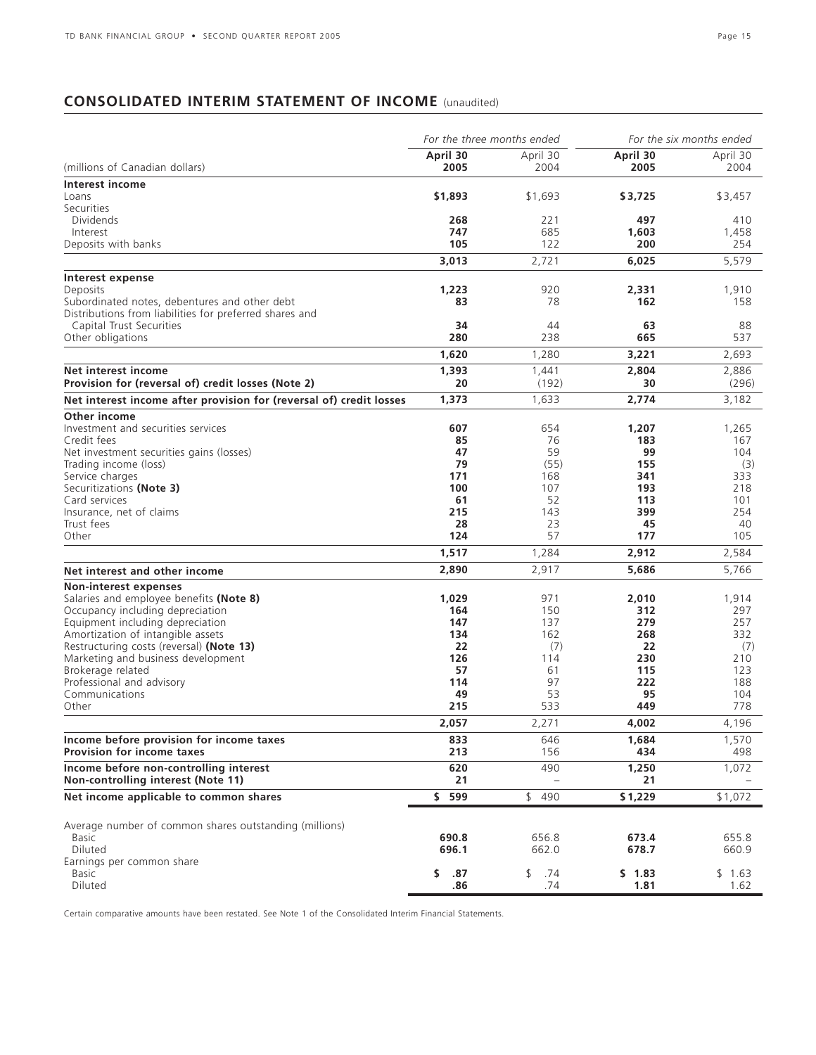## CONSOLIDATED INTERIM STATEMENT OF INCOME (unaudited)

| | *For the three months ended* | | *For the six months ended* | |
|---|---|---|---|---|
| (millions of Canadian dollars) | **April 30 2005** | April 30 2004 | **April 30 2005** | April 30 2004 |
| **Interest income** | | | | |
| Loans | **$1,893** | $1,693 | **$3,725** | $3,457 |
| Securities | | | | |
| Dividends | **268** | 221 | **497** | 410 |
| Interest | **747** | 685 | **1,603** | 1,458 |
| Deposits with banks | **105** | 122 | **200** | 254 |
| | **3,013** | 2,721 | **6,025** | 5,579 |
| **Interest expense** | | | | |
| Deposits | **1,223** | 920 | **2,331** | 1,910 |
| Subordinated notes, debentures and other debt | **83** | 78 | **162** | 158 |
| Distributions from liabilities for preferred shares and Capital Trust Securities | **34** | 44 | **63** | 88 |
| Other obligations | **280** | 238 | **665** | 537 |
| | **1,620** | 1,280 | **3,221** | 2,693 |
| **Net interest income** | **1,393** | 1,441 | **2,804** | 2,886 |
| **Provision for (reversal of) credit losses (Note 2)** | **20** | (192) | **30** | (296) |
| **Net interest income after provision for (reversal of) credit losses** | **1,373** | 1,633 | **2,774** | 3,182 |
| **Other income** | | | | |
| Investment and securities services | **607** | 654 | **1,207** | 1,265 |
| Credit fees | **85** | 76 | **183** | 167 |
| Net investment securities gains (losses) | **47** | 59 | **99** | 104 |
| Trading income (loss) | **79** | (55) | **155** | (3) |
| Service charges | **171** | 168 | **341** | 333 |
| Securitizations **(Note 3)** | **100** | 107 | **193** | 218 |
| Card services | **61** | 52 | **113** | 101 |
| Insurance, net of claims | **215** | 143 | **399** | 254 |
| Trust fees | **28** | 23 | **45** | 40 |
| Other | **124** | 57 | **177** | 105 |
| | **1,517** | 1,284 | **2,912** | 2,584 |
| **Net interest and other income** | **2,890** | 2,917 | **5,686** | 5,766 |
| **Non-interest expenses** | | | | |
| Salaries and employee benefits **(Note 8)** | **1,029** | 971 | **2,010** | 1,914 |
| Occupancy including depreciation | **164** | 150 | **312** | 297 |
| Equipment including depreciation | **147** | 137 | **279** | 257 |
| Amortization of intangible assets | **134** | 162 | **268** | 332 |
| Restructuring costs (reversal) **(Note 13)** | **22** | (7) | **22** | (7) |
| Marketing and business development | **126** | 114 | **230** | 210 |
| Brokerage related | **57** | 61 | **115** | 123 |
| Professional and advisory | **114** | 97 | **222** | 188 |
| Communications | **49** | 53 | **95** | 104 |
| Other | **215** | 533 | **449** | 778 |
| | **2,057** | 2,271 | **4,002** | 4,196 |
| **Income before provision for income taxes** | **833** | 646 | **1,684** | 1,570 |
| **Provision for income taxes** | **213** | 156 | **434** | 498 |
| **Income before non-controlling interest** | **620** | 490 | **1,250** | 1,072 |
| **Non-controlling interest (Note 11)** | **21** | – | **21** | – |
| **Net income applicable to common shares** | **$ 599** | $ 490 | **$1,229** | $1,072 |
| Average number of common shares outstanding (millions) | | | | |
| Basic | **690.8** | 656.8 | **673.4** | 655.8 |
| Diluted | **696.1** | 662.0 | **678.7** | 660.9 |
| Earnings per common share | | | | |
| Basic | **$ .87** | $ .74 | **$ 1.83** | $ 1.63 |
| Diluted | **.86** | .74 | **1.81** | 1.62 |

Certain comparative amounts have been restated. See Note 1 of the Consolidated Interim Financial Statements.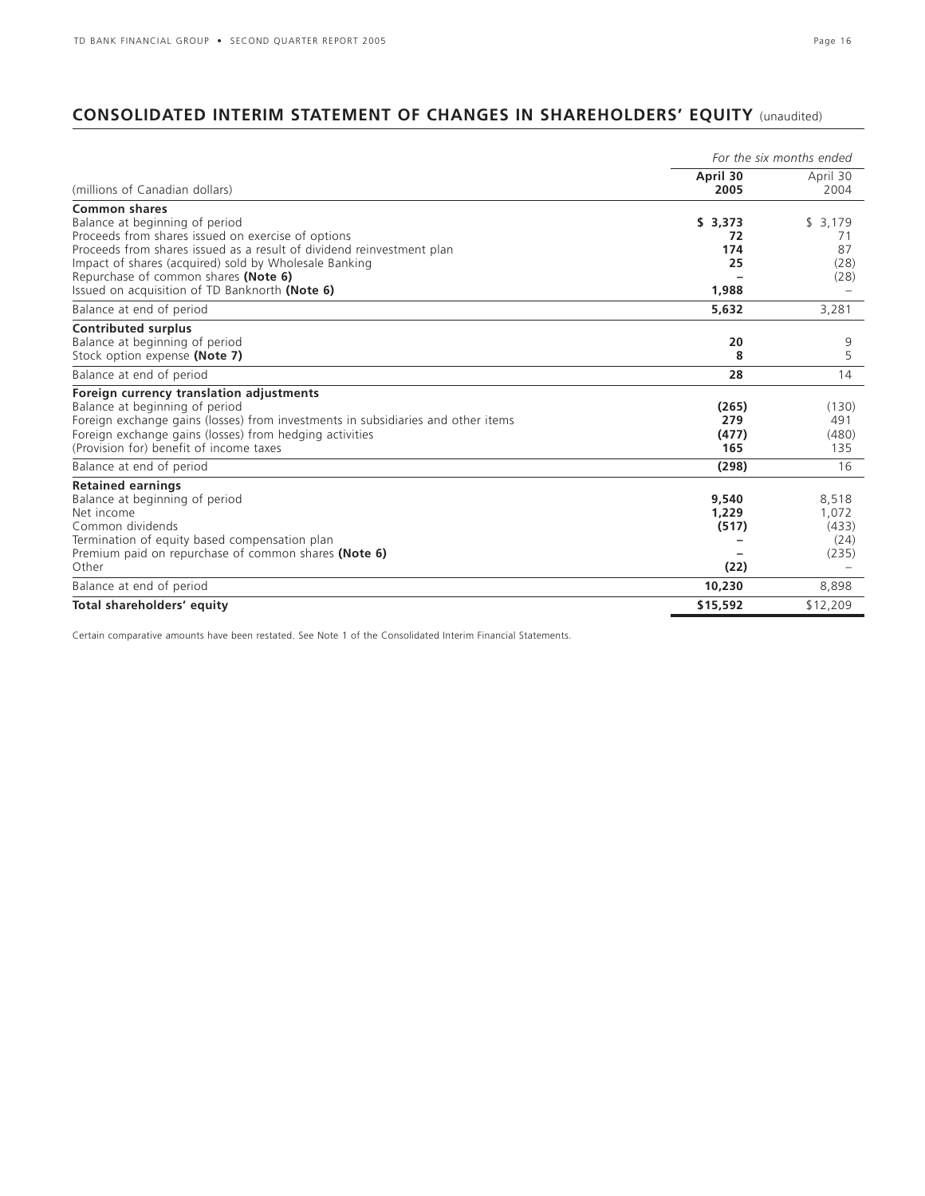## CONSOLIDATED INTERIM STATEMENT OF CHANGES IN SHAREHOLDERS' EQUITY (unaudited)

| | *For the six months ended* | |
|---|---|---|
| (millions of Canadian dollars) | **April 30 2005** | April 30 2004 |
| **Common shares** | | |
| Balance at beginning of period | **$ 3,373** | $ 3,179 |
| Proceeds from shares issued on exercise of options | **72** | 71 |
| Proceeds from shares issued as a result of dividend reinvestment plan | **174** | 87 |
| Impact of shares (acquired) sold by Wholesale Banking | **25** | (28) |
| Repurchase of common shares **(Note 6)** | **–** | (28) |
| Issued on acquisition of TD Banknorth **(Note 6)** | **1,988** | – |
| Balance at end of period | **5,632** | 3,281 |
| **Contributed surplus** | | |
| Balance at beginning of period | **20** | 9 |
| Stock option expense **(Note 7)** | **8** | 5 |
| Balance at end of period | **28** | 14 |
| **Foreign currency translation adjustments** | | |
| Balance at beginning of period | **(265)** | (130) |
| Foreign exchange gains (losses) from investments in subsidiaries and other items | **279** | 491 |
| Foreign exchange gains (losses) from hedging activities | **(477)** | (480) |
| (Provision for) benefit of income taxes | **165** | 135 |
| Balance at end of period | **(298)** | 16 |
| **Retained earnings** | | |
| Balance at beginning of period | **9,540** | 8,518 |
| Net income | **1,229** | 1,072 |
| Common dividends | **(517)** | (433) |
| Termination of equity based compensation plan | **–** | (24) |
| Premium paid on repurchase of common shares **(Note 6)** | **–** | (235) |
| Other | **(22)** | – |
| Balance at end of period | **10,230** | 8,898 |
| **Total shareholders' equity** | **$15,592** | $12,209 |

Certain comparative amounts have been restated. See Note 1 of the Consolidated Interim Financial Statements.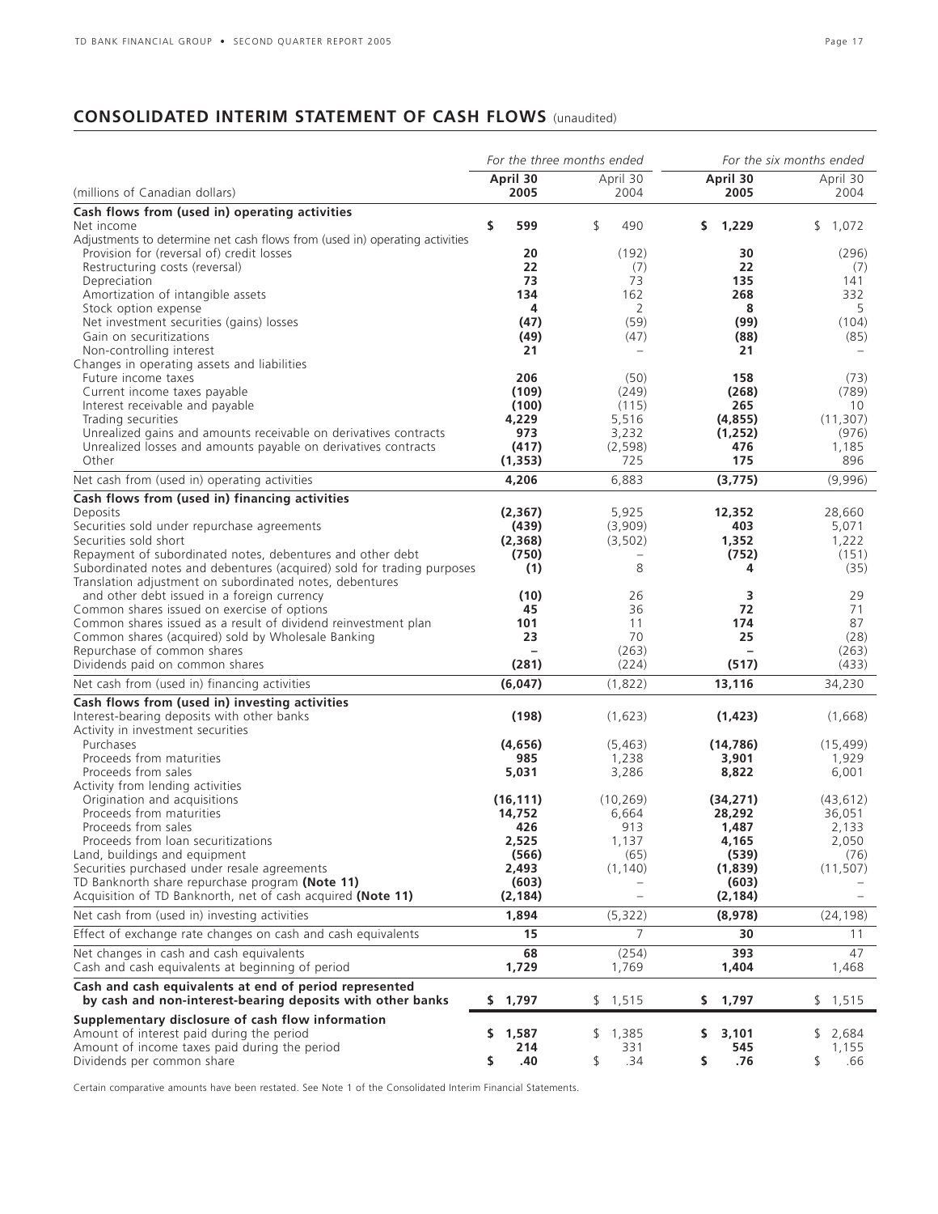## CONSOLIDATED INTERIM STATEMENT OF CASH FLOWS (unaudited)

| | *For the three months ended* | | *For the six months ended* | |
|---|---|---|---|---|
| (millions of Canadian dollars) | **April 30 2005** | April 30 2004 | **April 30 2005** | April 30 2004 |
| **Cash flows from (used in) operating activities** | | | | |
| Net income | **$ 599** | $ 490 | **$ 1,229** | $ 1,072 |
| Adjustments to determine net cash flows from (used in) operating activities | | | | |
| Provision for (reversal of) credit losses | **20** | (192) | **30** | (296) |
| Restructuring costs (reversal) | **22** | (7) | **22** | (7) |
| Depreciation | **73** | 73 | **135** | 141 |
| Amortization of intangible assets | **134** | 162 | **268** | 332 |
| Stock option expense | **4** | 2 | **8** | 5 |
| Net investment securities (gains) losses | **(47)** | (59) | **(99)** | (104) |
| Gain on securitizations | **(49)** | (47) | **(88)** | (85) |
| Non-controlling interest | **21** | – | **21** | – |
| Changes in operating assets and liabilities | | | | |
| Future income taxes | **206** | (50) | **158** | (73) |
| Current income taxes payable | **(109)** | (249) | **(268)** | (789) |
| Interest receivable and payable | **(100)** | (115) | **265** | 10 |
| Trading securities | **4,229** | 5,516 | **(4,855)** | (11,307) |
| Unrealized gains and amounts receivable on derivatives contracts | **973** | 3,232 | **(1,252)** | (976) |
| Unrealized losses and amounts payable on derivatives contracts | **(417)** | (2,598) | **476** | 1,185 |
| Other | **(1,353)** | 725 | **175** | 896 |
| Net cash from (used in) operating activities | **4,206** | 6,883 | **(3,775)** | (9,996) |
| **Cash flows from (used in) financing activities** | | | | |
| Deposits | **(2,367)** | 5,925 | **12,352** | 28,660 |
| Securities sold under repurchase agreements | **(439)** | (3,909) | **403** | 5,071 |
| Securities sold short | **(2,368)** | (3,502) | **1,352** | 1,222 |
| Repayment of subordinated notes, debentures and other debt | **(750)** | – | **(752)** | (151) |
| Subordinated notes and debentures (acquired) sold for trading purposes | **(1)** | 8 | **4** | (35) |
| Translation adjustment on subordinated notes, debentures and other debt issued in a foreign currency | **(10)** | 26 | **3** | 29 |
| Common shares issued on exercise of options | **45** | 36 | **72** | 71 |
| Common shares issued as a result of dividend reinvestment plan | **101** | 11 | **174** | 87 |
| Common shares (acquired) sold by Wholesale Banking | **23** | 70 | **25** | (28) |
| Repurchase of common shares | **–** | (263) | **–** | (263) |
| Dividends paid on common shares | **(281)** | (224) | **(517)** | (433) |
| Net cash from (used in) financing activities | **(6,047)** | (1,822) | **13,116** | 34,230 |
| **Cash flows from (used in) investing activities** | | | | |
| Interest-bearing deposits with other banks | **(198)** | (1,623) | **(1,423)** | (1,668) |
| Activity in investment securities | | | | |
| Purchases | **(4,656)** | (5,463) | **(14,786)** | (15,499) |
| Proceeds from maturities | **985** | 1,238 | **3,901** | 1,929 |
| Proceeds from sales | **5,031** | 3,286 | **8,822** | 6,001 |
| Activity from lending activities | | | | |
| Origination and acquisitions | **(16,111)** | (10,269) | **(34,271)** | (43,612) |
| Proceeds from maturities | **14,752** | 6,664 | **28,292** | 36,051 |
| Proceeds from sales | **426** | 913 | **1,487** | 2,133 |
| Proceeds from loan securitizations | **2,525** | 1,137 | **4,165** | 2,050 |
| Land, buildings and equipment | **(566)** | (65) | **(539)** | (76) |
| Securities purchased under resale agreements | **2,493** | (1,140) | **(1,839)** | (11,507) |
| TD Banknorth share repurchase program **(Note 11)** | **(603)** | – | **(603)** | – |
| Acquisition of TD Banknorth, net of cash acquired **(Note 11)** | **(2,184)** | – | **(2,184)** | – |
| Net cash from (used in) investing activities | **1,894** | (5,322) | **(8,978)** | (24,198) |
| Effect of exchange rate changes on cash and cash equivalents | **15** | 7 | **30** | 11 |
| Net changes in cash and cash equivalents | **68** | (254) | **393** | 47 |
| Cash and cash equivalents at beginning of period | **1,729** | 1,769 | **1,404** | 1,468 |
| **Cash and cash equivalents at end of period represented by cash and non-interest-bearing deposits with other banks** | **$ 1,797** | $ 1,515 | **$ 1,797** | $ 1,515 |
| **Supplementary disclosure of cash flow information** | | | | |
| Amount of interest paid during the period | **$ 1,587** | $ 1,385 | **$ 3,101** | $ 2,684 |
| Amount of income taxes paid during the period | **214** | 331 | **545** | 1,155 |
| Dividends per common share | **$ .40** | $ .34 | **$ .76** | $ .66 |

Certain comparative amounts have been restated. See Note 1 of the Consolidated Interim Financial Statements.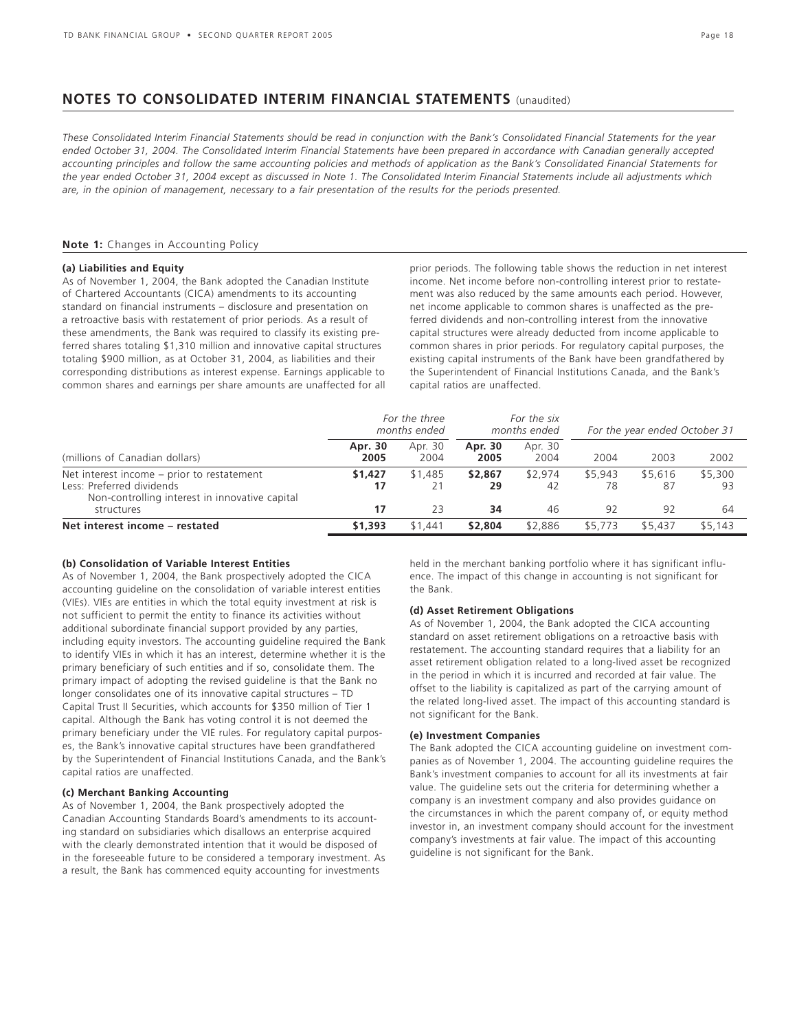## NOTES TO CONSOLIDATED INTERIM FINANCIAL STATEMENTS (unaudited)

*These Consolidated Interim Financial Statements should be read in conjunction with the Bank's Consolidated Financial Statements for the year ended October 31, 2004. The Consolidated Interim Financial Statements have been prepared in accordance with Canadian generally accepted accounting principles and follow the same accounting policies and methods of application as the Bank's Consolidated Financial Statements for the year ended October 31, 2004 except as discussed in Note 1. The Consolidated Interim Financial Statements include all adjustments which are, in the opinion of management, necessary to a fair presentation of the results for the periods presented.*

### **Note 1:** Changes in Accounting Policy

**(a) Liabilities and Equity**

As of November 1, 2004, the Bank adopted the Canadian Institute of Chartered Accountants (CICA) amendments to its accounting standard on financial instruments – disclosure and presentation on a retroactive basis with restatement of prior periods. As a result of these amendments, the Bank was required to classify its existing preferred shares totaling $1,310 million and innovative capital structures totaling $900 million, as at October 31, 2004, as liabilities and their corresponding distributions as interest expense. Earnings applicable to common shares and earnings per share amounts are unaffected for all prior periods. The following table shows the reduction in net interest income. Net income before non-controlling interest prior to restatement was also reduced by the same amounts each period. However, net income applicable to common shares is unaffected as the preferred dividends and non-controlling interest from the innovative capital structures were already deducted from income applicable to common shares in prior periods. For regulatory capital purposes, the existing capital instruments of the Bank have been grandfathered by the Superintendent of Financial Institutions Canada, and the Bank's capital ratios are unaffected.

| | *For the three months ended* | | *For the six months ended* | | *For the year ended October 31* | | |
|---|---|---|---|---|---|---|---|
| (millions of Canadian dollars) | **Apr. 30 2005** | Apr. 30 2004 | **Apr. 30 2005** | Apr. 30 2004 | 2004 | 2003 | 2002 |
| Net interest income – prior to restatement | **$1,427** | $1,485 | **$2,867** | $2,974 | $5,943 | $5,616 | $5,300 |
| Less: Preferred dividends | **17** | 21 | **29** | 42 | 78 | 87 | 93 |
| Non-controlling interest in innovative capital structures | **17** | 23 | **34** | 46 | 92 | 92 | 64 |
| **Net interest income – restated** | **$1,393** | $1,441 | **$2,804** | $2,886 | $5,773 | $5,437 | $5,143 |

**(b) Consolidation of Variable Interest Entities**

As of November 1, 2004, the Bank prospectively adopted the CICA accounting guideline on the consolidation of variable interest entities (VIEs). VIEs are entities in which the total equity investment at risk is not sufficient to permit the entity to finance its activities without additional subordinate financial support provided by any parties, including equity investors. The accounting guideline required the Bank to identify VIEs in which it has an interest, determine whether it is the primary beneficiary of such entities and if so, consolidate them. The primary impact of adopting the revised guideline is that the Bank no longer consolidates one of its innovative capital structures – TD Capital Trust II Securities, which accounts for $350 million of Tier 1 capital. Although the Bank has voting control it is not deemed the primary beneficiary under the VIE rules. For regulatory capital purposes, the Bank's innovative capital structures have been grandfathered by the Superintendent of Financial Institutions Canada, and the Bank's capital ratios are unaffected.

**(c) Merchant Banking Accounting**

As of November 1, 2004, the Bank prospectively adopted the Canadian Accounting Standards Board's amendments to its accounting standard on subsidiaries which disallows an enterprise acquired with the clearly demonstrated intention that it would be disposed of in the foreseeable future to be considered a temporary investment. As a result, the Bank has commenced equity accounting for investments held in the merchant banking portfolio where it has significant influence. The impact of this change in accounting is not significant for the Bank.

**(d) Asset Retirement Obligations**

As of November 1, 2004, the Bank adopted the CICA accounting standard on asset retirement obligations on a retroactive basis with restatement. The accounting standard requires that a liability for an asset retirement obligation related to a long-lived asset be recognized in the period in which it is incurred and recorded at fair value. The offset to the liability is capitalized as part of the carrying amount of the related long-lived asset. The impact of this accounting standard is not significant for the Bank.

**(e) Investment Companies**

The Bank adopted the CICA accounting guideline on investment companies as of November 1, 2004. The accounting guideline requires the Bank's investment companies to account for all its investments at fair value. The guideline sets out the criteria for determining whether a company is an investment company and also provides guidance on the circumstances in which the parent company of, or equity method investor in, an investment company should account for the investment company's investments at fair value. The impact of this accounting guideline is not significant for the Bank.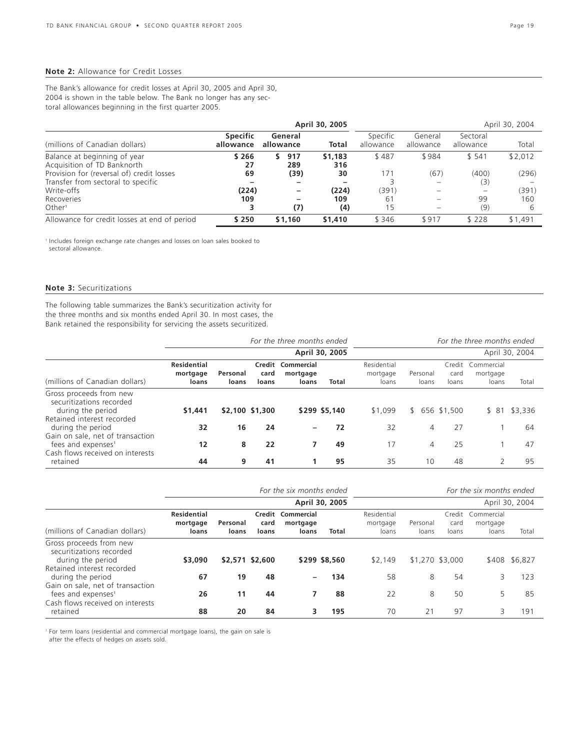**Note 2:** Allowance for Credit Losses

The Bank's allowance for credit losses at April 30, 2005 and April 30, 2004 is shown in the table below. The Bank no longer has any sectoral allowances beginning in the first quarter 2005.

| | **April 30, 2005** | | | April 30, 2004 | | | |
|---|---|---|---|---|---|---|---|
| (millions of Canadian dollars) | **Specific allowance** | **General allowance** | **Total** | Specific allowance | General allowance | Sectoral allowance | Total |
| Balance at beginning of year | **$ 266** | **$ 917** | **$1,183** | $ 487 | $ 984 | $ 541 | $2,012 |
| Acquisition of TD Banknorth | **27** | **289** | **316** | | | | |
| Provision for (reversal of) credit losses | **69** | **(39)** | **30** | 171 | (67) | (400) | (296) |
| Transfer from sectoral to specific | **–** | **–** | **–** | 3 | – | (3) | – |
| Write-offs | **(224)** | **–** | **(224)** | (391) | – | – | (391) |
| Recoveries | **109** | **–** | **109** | 61 | – | 99 | 160 |
| Other[1] | **3** | **(7)** | **(4)** | 15 | – | (9) | 6 |
| Allowance for credit losses at end of period | **$ 250** | **$1,160** | **$1,410** | $ 346 | $ 917 | $ 228 | $1,491 |

[1] Includes foreign exchange rate changes and losses on loan sales booked to sectoral allowance.

**Note 3:** Securitizations

The following table summarizes the Bank's securitization activity for the three months and six months ended April 30. In most cases, the Bank retained the responsibility for servicing the assets securitized.

| | *For the three months ended* | | | | | *For the three months ended* | | | | |
|---|---|---|---|---|---|---|---|---|---|---|
| | **April 30, 2005** | | | | | April 30, 2004 | | | | |
| (millions of Canadian dollars) | **Residential mortgage loans** | **Personal loans** | **Credit card loans** | **Commercial mortgage loans** | **Total** | Residential mortgage loans | Personal loans | Credit card loans | Commercial mortgage loans | Total |
| Gross proceeds from new securitizations recorded during the period | **$1,441** | **$2,100** | **$1,300** | **$299** | **$5,140** | $1,099 | $ 656 | $1,500 | $ 81 | $3,336 |
| Retained interest recorded during the period | **32** | **16** | **24** | **–** | **72** | 32 | 4 | 27 | 1 | 64 |
| Gain on sale, net of transaction fees and expenses[1] | **12** | **8** | **22** | **7** | **49** | 17 | 4 | 25 | 1 | 47 |
| Cash flows received on interests retained | **44** | **9** | **41** | **1** | **95** | 35 | 10 | 48 | 2 | 95 |

| | *For the six months ended* | | | | | *For the six months ended* | | | | |
|---|---|---|---|---|---|---|---|---|---|---|
| | **April 30, 2005** | | | | | April 30, 2004 | | | | |
| (millions of Canadian dollars) | **Residential mortgage loans** | **Personal loans** | **Credit card loans** | **Commercial mortgage loans** | **Total** | Residential mortgage loans | Personal loans | Credit card loans | Commercial mortgage loans | Total |
| Gross proceeds from new securitizations recorded during the period | **$3,090** | **$2,571** | **$2,600** | **$299** | **$8,560** | $2,149 | $1,270 | $3,000 | $408 | $6,827 |
| Retained interest recorded during the period | **67** | **19** | **48** | **–** | **134** | 58 | 8 | 54 | 3 | 123 |
| Gain on sale, net of transaction fees and expenses[1] | **26** | **11** | **44** | **7** | **88** | 22 | 8 | 50 | 5 | 85 |
| Cash flows received on interests retained | **88** | **20** | **84** | **3** | **195** | 70 | 21 | 97 | 3 | 191 |

[1] For term loans (residential and commercial mortgage loans), the gain on sale is after the effects of hedges on assets sold.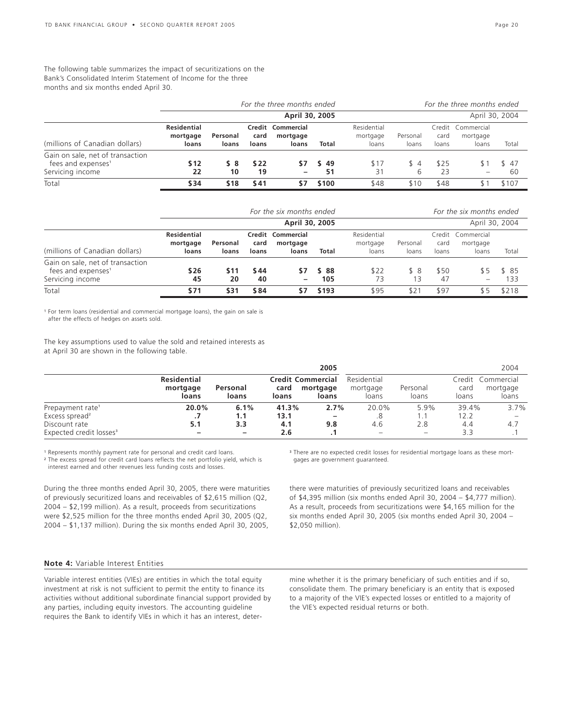The following table summarizes the impact of securitizations on the Bank's Consolidated Interim Statement of Income for the three months and six months ended April 30.

| | *For the three months ended* | | | | | *For the three months ended* | | | | |
|---|---|---|---|---|---|---|---|---|---|---|
| | **April 30, 2005** | | | | | April 30, 2004 | | | | |
| (millions of Canadian dollars) | **Residential mortgage loans** | **Personal loans** | **Credit card loans** | **Commercial mortgage loans** | **Total** | Residential mortgage loans | Personal loans | Credit card loans | Commercial mortgage loans | Total |
| Gain on sale, net of transaction fees and expenses[1] | **$12** | **$ 8** | **$22** | **$7** | **$ 49** | $17 | $ 4 | $25 | $ 1 | $ 47 |
| Servicing income | **22** | **10** | **19** | **–** | **51** | 31 | 6 | 23 | – | 60 |
| Total | **$34** | **$18** | **$41** | **$7** | **$100** | $48 | $10 | $48 | $ 1 | $107 |

| | *For the six months ended* | | | | | *For the six months ended* | | | | |
|---|---|---|---|---|---|---|---|---|---|---|
| | **April 30, 2005** | | | | | April 30, 2004 | | | | |
| (millions of Canadian dollars) | **Residential mortgage loans** | **Personal loans** | **Credit card loans** | **Commercial mortgage loans** | **Total** | Residential mortgage loans | Personal loans | Credit card loans | Commercial mortgage loans | Total |
| Gain on sale, net of transaction fees and expenses[1] | **$26** | **$11** | **$44** | **$7** | **$ 88** | $22 | $ 8 | $50 | $ 5 | $ 85 |
| Servicing income | **45** | **20** | **40** | **–** | **105** | 73 | 13 | 47 | – | 133 |
| Total | **$71** | **$31** | **$84** | **$7** | **$193** | $95 | $21 | $97 | $ 5 | $218 |

[1] For term loans (residential and commercial mortgage loans), the gain on sale is after the effects of hedges on assets sold.

The key assumptions used to value the sold and retained interests as at April 30 are shown in the following table.

| | **2005** | | | | 2004 | | | |
|---|---|---|---|---|---|---|---|---|
| | **Residential mortgage loans** | **Personal loans** | **Credit card loans** | **Commercial mortgage loans** | Residential mortgage loans | Personal loans | Credit card loans | Commercial mortgage loans |
| Prepayment rate[1] | **20.0%** | **6.1%** | **41.3%** | **2.7%** | 20.0% | 5.9% | 39.4% | 3.7% |
| Excess spread[2] | **.7** | **1.1** | **13.1** | **–** | .8 | 1.1 | 12.2 | – |
| Discount rate | **5.1** | **3.3** | **4.1** | **9.8** | 4.6 | 2.8 | 4.4 | 4.7 |
| Expected credit losses[3] | **–** | **–** | **2.6** | **.1** | – | – | 3.3 | .1 |

[1] Represents monthly payment rate for personal and credit card loans.
[2] The excess spread for credit card loans reflects the net portfolio yield, which is interest earned and other revenues less funding costs and losses.
[3] There are no expected credit losses for residential mortgage loans as these mortgages are government guaranteed.

During the three months ended April 30, 2005, there were maturities of previously securitized loans and receivables of $2,615 million (Q2, 2004 – $2,199 million). As a result, proceeds from securitizations were $2,525 million for the three months ended April 30, 2005 (Q2, 2004 – $1,137 million). During the six months ended April 30, 2005, there were maturities of previously securitized loans and receivables of $4,395 million (six months ended April 30, 2004 – $4,777 million). As a result, proceeds from securitizations were $4,165 million for the six months ended April 30, 2005 (six months ended April 30, 2004 – $2,050 million).

### **Note 4:** Variable Interest Entities

Variable interest entities (VIEs) are entities in which the total equity investment at risk is not sufficient to permit the entity to finance its activities without additional subordinate financial support provided by any parties, including equity investors. The accounting guideline requires the Bank to identify VIEs in which it has an interest, determine whether it is the primary beneficiary of such entities and if so, consolidate them. The primary beneficiary is an entity that is exposed to a majority of the VIE's expected losses or entitled to a majority of the VIE's expected residual returns or both.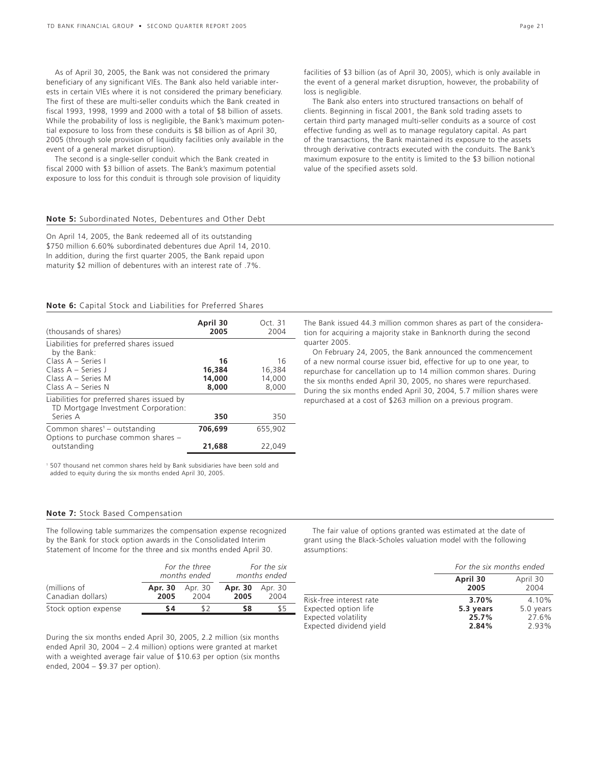As of April 30, 2005, the Bank was not considered the primary beneficiary of any significant VIEs. The Bank also held variable interests in certain VIEs where it is not considered the primary beneficiary. The first of these are multi-seller conduits which the Bank created in fiscal 1993, 1998, 1999 and 2000 with a total of $8 billion of assets. While the probability of loss is negligible, the Bank's maximum potential exposure to loss from these conduits is $8 billion as of April 30, 2005 (through sole provision of liquidity facilities only available in the event of a general market disruption).

The second is a single-seller conduit which the Bank created in fiscal 2000 with $3 billion of assets. The Bank's maximum potential exposure to loss for this conduit is through sole provision of liquidity facilities of $3 billion (as of April 30, 2005), which is only available in the event of a general market disruption, however, the probability of loss is negligible.

The Bank also enters into structured transactions on behalf of clients. Beginning in fiscal 2001, the Bank sold trading assets to certain third party managed multi-seller conduits as a source of cost effective funding as well as to manage regulatory capital. As part of the transactions, the Bank maintained its exposure to the assets through derivative contracts executed with the conduits. The Bank's maximum exposure to the entity is limited to the $3 billion notional value of the specified assets sold.

## Note 5: Subordinated Notes, Debentures and Other Debt

On April 14, 2005, the Bank redeemed all of its outstanding $750 million 6.60% subordinated debentures due April 14, 2010. In addition, during the first quarter 2005, the Bank repaid upon maturity $2 million of debentures with an interest rate of .7%.

## Note 6: Capital Stock and Liabilities for Preferred Shares

| (thousands of shares) | **April 30 2005** | Oct. 31 2004 |
|---|---|---|
| Liabilities for preferred shares issued by the Bank: | | |
| Class A – Series I | **16** | 16 |
| Class A – Series J | **16,384** | 16,384 |
| Class A – Series M | **14,000** | 14,000 |
| Class A – Series N | **8,000** | 8,000 |
| Liabilities for preferred shares issued by TD Mortgage Investment Corporation: Series A | **350** | 350 |
| Common shares[1] – outstanding | **706,699** | 655,902 |
| Options to purchase common shares – outstanding | **21,688** | 22,049 |

[1] 507 thousand net common shares held by Bank subsidiaries have been sold and added to equity during the six months ended April 30, 2005.

The Bank issued 44.3 million common shares as part of the consideration for acquiring a majority stake in Banknorth during the second quarter 2005.

On February 24, 2005, the Bank announced the commencement of a new normal course issuer bid, effective for up to one year, to repurchase for cancellation up to 14 million common shares. During the six months ended April 30, 2005, no shares were repurchased. During the six months ended April 30, 2004, 5.7 million shares were repurchased at a cost of $263 million on a previous program.

## Note 7: Stock Based Compensation

The following table summarizes the compensation expense recognized by the Bank for stock option awards in the Consolidated Interim Statement of Income for the three and six months ended April 30.

| (millions of Canadian dollars) | *For the three months ended* | | *For the six months ended* | |
|---|---|---|---|---|
| | **Apr. 30 2005** | Apr. 30 2004 | **Apr. 30 2005** | Apr. 30 2004 |
| Stock option expense | **$4** | $2 | **$8** | $5 |

During the six months ended April 30, 2005, 2.2 million (six months ended April 30, 2004 – 2.4 million) options were granted at market with a weighted average fair value of $10.63 per option (six months ended, 2004 – $9.37 per option).

The fair value of options granted was estimated at the date of grant using the Black-Scholes valuation model with the following assumptions:

| | *For the six months ended* | |
|---|---|---|
| | **April 30 2005** | April 30 2004 |
| Risk-free interest rate | **3.70%** | 4.10% |
| Expected option life | **5.3 years** | 5.0 years |
| Expected volatility | **25.7%** | 27.6% |
| Expected dividend yield | **2.84%** | 2.93% |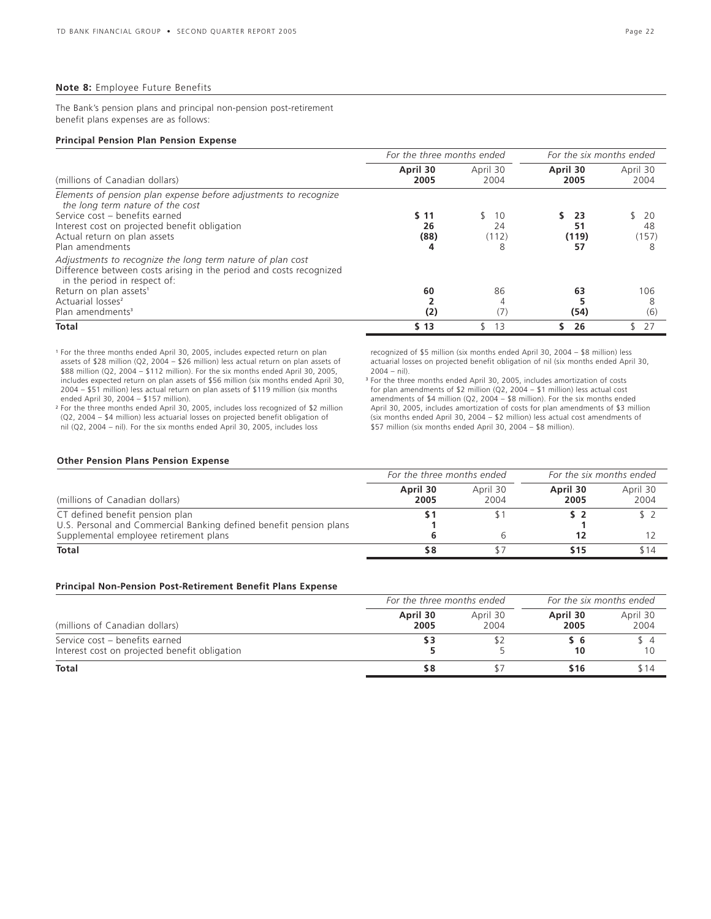## Note 8: Employee Future Benefits

The Bank's pension plans and principal non-pension post-retirement benefit plans expenses are as follows:

### Principal Pension Plan Pension Expense

| (millions of Canadian dollars) | For the three months ended April 30 2005 | April 30 2004 | For the six months ended April 30 2005 | April 30 2004 |
|---|---|---|---|---|
| *Elements of pension plan expense before adjustments to recognize the long term nature of the cost* | | | | |
| Service cost – benefits earned | **$ 11** | $ 10 | **$ 23** | $ 20 |
| Interest cost on projected benefit obligation | **26** | 24 | **51** | 48 |
| Actual return on plan assets | **(88)** | (112) | **(119)** | (157) |
| Plan amendments | **4** | 8 | **57** | 8 |
| *Adjustments to recognize the long term nature of plan cost* Difference between costs arising in the period and costs recognized in the period in respect of: | | | | |
| Return on plan assets[1] | **60** | 86 | **63** | 106 |
| Actuarial losses[2] | **2** | 4 | **5** | 8 |
| Plan amendments[3] | **(2)** | (7) | **(54)** | (6) |
| **Total** | **$ 13** | $ 13 | **$ 26** | $ 27 |

[1] For the three months ended April 30, 2005, includes expected return on plan assets of $28 million (Q2, 2004 – $26 million) less actual return on plan assets of $88 million (Q2, 2004 – $112 million). For the six months ended April 30, 2005, includes expected return on plan assets of $56 million (six months ended April 30, 2004 – $51 million) less actual return on plan assets of $119 million (six months ended April 30, 2004 – $157 million).

[2] For the three months ended April 30, 2005, includes loss recognized of $2 million (Q2, 2004 – $4 million) less actuarial losses on projected benefit obligation of nil (Q2, 2004 – nil). For the six months ended April 30, 2005, includes loss recognized of $5 million (six months ended April 30, 2004 – $8 million) less actuarial losses on projected benefit obligation of nil (six months ended April 30, 2004 – nil).

[3] For the three months ended April 30, 2005, includes amortization of costs for plan amendments of $2 million (Q2, 2004 – $1 million) less actual cost amendments of $4 million (Q2, 2004 – $8 million). For the six months ended April 30, 2005, includes amortization of costs for plan amendments of $3 million (six months ended April 30, 2004 – $2 million) less actual cost amendments of $57 million (six months ended April 30, 2004 – $8 million).

### Other Pension Plans Pension Expense

| (millions of Canadian dollars) | For the three months ended April 30 2005 | April 30 2004 | For the six months ended April 30 2005 | April 30 2004 |
|---|---|---|---|---|
| CT defined benefit pension plan | **$1** | $1 | **$ 2** | $ 2 |
| U.S. Personal and Commercial Banking defined benefit pension plans | **1** | | **1** | |
| Supplemental employee retirement plans | **6** | 6 | **12** | 12 |
| **Total** | **$8** | $7 | **$15** | $14 |

### Principal Non-Pension Post-Retirement Benefit Plans Expense

| (millions of Canadian dollars) | For the three months ended April 30 2005 | April 30 2004 | For the six months ended April 30 2005 | April 30 2004 |
|---|---|---|---|---|
| Service cost – benefits earned | **$3** | $2 | **$ 6** | $ 4 |
| Interest cost on projected benefit obligation | **5** | 5 | **10** | 10 |
| **Total** | **$8** | $7 | **$16** | $14 |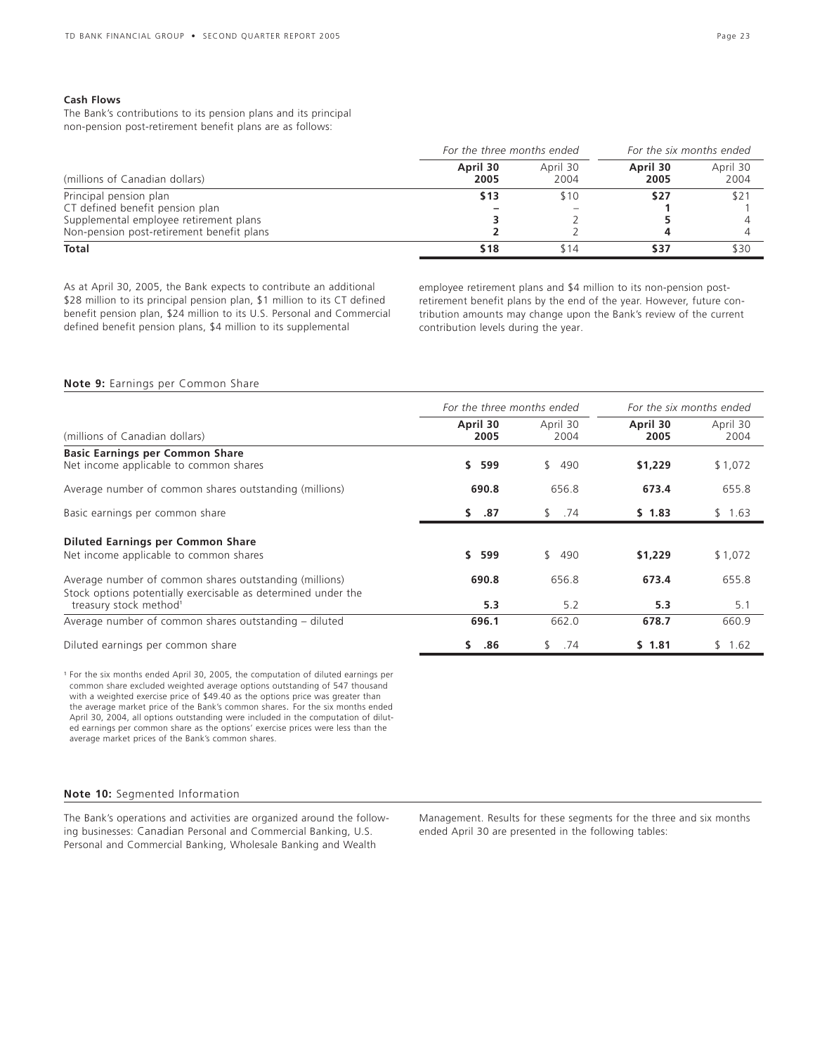### Cash Flows

The Bank's contributions to its pension plans and its principal non-pension post-retirement benefit plans are as follows:

| | *For the three months ended* | | *For the six months ended* | |
|---|---|---|---|---|
| (millions of Canadian dollars) | **April 30 2005** | April 30 2004 | **April 30 2005** | April 30 2004 |
| Principal pension plan | **$13** | $10 | **$27** | $21 |
| CT defined benefit pension plan | **–** | – | **1** | 1 |
| Supplemental employee retirement plans | **3** | 2 | **5** | 4 |
| Non-pension post-retirement benefit plans | **2** | 2 | **4** | 4 |
| **Total** | **$18** | $14 | **$37** | $30 |

As at April 30, 2005, the Bank expects to contribute an additional $28 million to its principal pension plan, $1 million to its CT defined benefit pension plan, $24 million to its U.S. Personal and Commercial defined benefit pension plans, $4 million to its supplemental employee retirement plans and $4 million to its non-pension post-retirement benefit plans by the end of the year. However, future contribution amounts may change upon the Bank's review of the current contribution levels during the year.

## Note 9: Earnings per Common Share

| | *For the three months ended* | | *For the six months ended* | |
|---|---|---|---|---|
| (millions of Canadian dollars) | **April 30 2005** | April 30 2004 | **April 30 2005** | April 30 2004 |
| **Basic Earnings per Common Share** | | | | |
| Net income applicable to common shares | **$ 599** | $ 490 | **$1,229** | $ 1,072 |
| Average number of common shares outstanding (millions) | **690.8** | 656.8 | **673.4** | 655.8 |
| Basic earnings per common share | **$ .87** | $ .74 | **$ 1.83** | $ 1.63 |
| **Diluted Earnings per Common Share** | | | | |
| Net income applicable to common shares | **$ 599** | $ 490 | **$1,229** | $ 1,072 |
| Average number of common shares outstanding (millions) | **690.8** | 656.8 | **673.4** | 655.8 |
| Stock options potentially exercisable as determined under the treasury stock method[1] | **5.3** | 5.2 | **5.3** | 5.1 |
| Average number of common shares outstanding – diluted | **696.1** | 662.0 | **678.7** | 660.9 |
| Diluted earnings per common share | **$ .86** | $ .74 | **$ 1.81** | $ 1.62 |

[1] For the six months ended April 30, 2005, the computation of diluted earnings per common share excluded weighted average options outstanding of 547 thousand with a weighted exercise price of $49.40 as the options price was greater than the average market price of the Bank's common shares. For the six months ended April 30, 2004, all options outstanding were included in the computation of diluted earnings per common share as the options' exercise prices were less than the average market prices of the Bank's common shares.

## Note 10: Segmented Information

The Bank's operations and activities are organized around the following businesses: Canadian Personal and Commercial Banking, U.S. Personal and Commercial Banking, Wholesale Banking and Wealth Management. Results for these segments for the three and six months ended April 30 are presented in the following tables: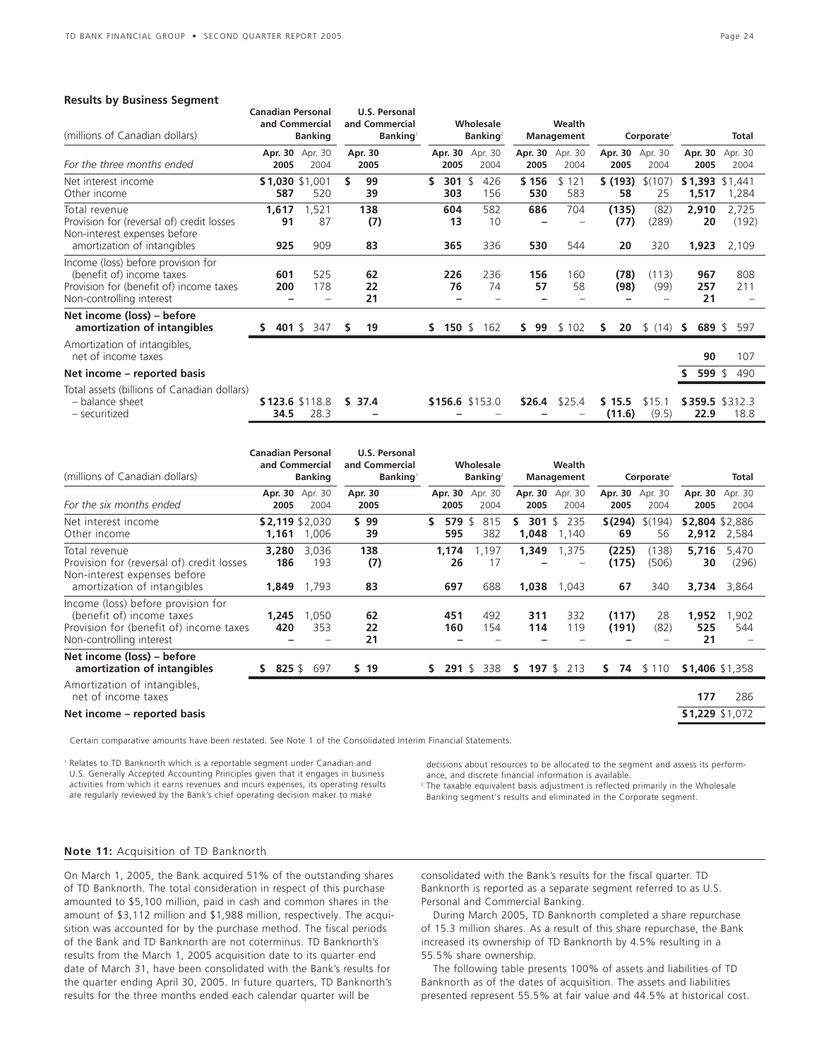**Results by Business Segment**

| (millions of Canadian dollars) | Canadian Personal and Commercial Banking | | U.S. Personal and Commercial Banking[1] | Wholesale Banking[2] | | Wealth Management | | Corporate[2] | | Total | |
|---|---|---|---|---|---|---|---|---|---|---|---|
| *For the three months ended* | **Apr. 30 2005** | Apr. 30 2004 | **Apr. 30 2005** | **Apr. 30 2005** | Apr. 30 2004 | **Apr. 30 2005** | Apr. 30 2004 | **Apr. 30 2005** | Apr. 30 2004 | **Apr. 30 2005** | Apr. 30 2004 |
| Net interest income | **$ 1,030** | $ 1,001 | **$ 99** | **$ 301** | $ 426 | **$ 156** | $ 121 | **$ (193)** | $ (107) | **$ 1,393** | $ 1,441 |
| Other income | **587** | 520 | **39** | **303** | 156 | **530** | 583 | **58** | 25 | **1,517** | 1,284 |
| Total revenue | **1,617** | 1,521 | **138** | **604** | 582 | **686** | 704 | **(135)** | (82) | **2,910** | 2,725 |
| Provision for (reversal of) credit losses | **91** | 87 | **(7)** | **13** | 10 | **–** | – | **(77)** | (289) | **20** | (192) |
| Non-interest expenses before amortization of intangibles | **925** | 909 | **83** | **365** | 336 | **530** | 544 | **20** | 320 | **1,923** | 2,109 |
| Income (loss) before provision for (benefit of) income taxes | **601** | 525 | **62** | **226** | 236 | **156** | 160 | **(78)** | (113) | **967** | 808 |
| Provision for (benefit of) income taxes | **200** | 178 | **22** | **76** | 74 | **57** | 58 | **(98)** | (99) | **257** | 211 |
| Non-controlling interest | **–** | – | **21** | **–** | – | **–** | – | **–** | – | **21** | – |
| **Net income (loss) – before amortization of intangibles** | **$ 401** | $ 347 | **$ 19** | **$ 150** | $ 162 | **$ 99** | $ 102 | **$ 20** | $ (14) | **$ 689** | $ 597 |
| Amortization of intangibles, net of income taxes | | | | | | | | | | **90** | 107 |
| **Net income – reported basis** | | | | | | | | | | **$ 599** | $ 490 |
| Total assets (billions of Canadian dollars) | | | | | | | | | | | |
| – balance sheet | **$ 123.6** | $ 118.8 | **$ 37.4** | **$ 156.6** | $ 153.0 | **$ 26.4** | $ 25.4 | **$ 15.5** | $ 15.1 | **$ 359.5** | $ 312.3 |
| – securitized | **34.5** | 28.3 | **–** | **–** | – | **–** | – | **(11.6)** | (9.5) | **22.9** | 18.8 |

| (millions of Canadian dollars) | Canadian Personal and Commercial Banking | | U.S. Personal and Commercial Banking[1] | Wholesale Banking[2] | | Wealth Management | | Corporate[2] | | Total | |
|---|---|---|---|---|---|---|---|---|---|---|---|
| *For the six months ended* | **Apr. 30 2005** | Apr. 30 2004 | **Apr. 30 2005** | **Apr. 30 2005** | Apr. 30 2004 | **Apr. 30 2005** | Apr. 30 2004 | **Apr. 30 2005** | Apr. 30 2004 | **Apr. 30 2005** | Apr. 30 2004 |
| Net interest income | **$ 2,119** | $ 2,030 | **$ 99** | **$ 579** | $ 815 | **$ 301** | $ 235 | **$ (294)** | $ (194) | **$ 2,804** | $ 2,886 |
| Other income | **1,161** | 1,006 | **39** | **595** | 382 | **1,048** | 1,140 | **69** | 56 | **2,912** | 2,584 |
| Total revenue | **3,280** | 3,036 | **138** | **1,174** | 1,197 | **1,349** | 1,375 | **(225)** | (138) | **5,716** | 5,470 |
| Provision for (reversal of) credit losses | **186** | 193 | **(7)** | **26** | 17 | **–** | – | **(175)** | (506) | **30** | (296) |
| Non-interest expenses before amortization of intangibles | **1,849** | 1,793 | **83** | **697** | 688 | **1,038** | 1,043 | **67** | 340 | **3,734** | 3,864 |
| Income (loss) before provision for (benefit of) income taxes | **1,245** | 1,050 | **62** | **451** | 492 | **311** | 332 | **(117)** | 28 | **1,952** | 1,902 |
| Provision for (benefit of) income taxes | **420** | 353 | **22** | **160** | 154 | **114** | 119 | **(191)** | (82) | **525** | 544 |
| Non-controlling interest | **–** | – | **21** | **–** | – | **–** | – | **–** | – | **21** | – |
| **Net income (loss) – before amortization of intangibles** | **$ 825** | $ 697 | **$ 19** | **$ 291** | $ 338 | **$ 197** | $ 213 | **$ 74** | $ 110 | **$ 1,406** | $ 1,358 |
| Amortization of intangibles, net of income taxes | | | | | | | | | | **177** | 286 |
| **Net income – reported basis** | | | | | | | | | | **$ 1,229** | $ 1,072 |

Certain comparative amounts have been restated. See Note 1 of the Consolidated Interim Financial Statements.

[1] Relates to TD Banknorth which is a reportable segment under Canadian and U.S. Generally Accepted Accounting Principles given that it engages in business activities from which it earns revenues and incurs expenses, its operating results are regularly reviewed by the Bank's chief operating decision maker to make decisions about resources to be allocated to the segment and assess its performance, and discrete financial information is available.

[2] The taxable equivalent basis adjustment is reflected primarily in the Wholesale Banking segment's results and eliminated in the Corporate segment.

## Note 11: Acquisition of TD Banknorth

On March 1, 2005, the Bank acquired 51% of the outstanding shares of TD Banknorth. The total consideration in respect of this purchase amounted to $5,100 million, paid in cash and common shares in the amount of $3,112 million and $1,988 million, respectively. The acquisition was accounted for by the purchase method. The fiscal periods of the Bank and TD Banknorth are not coterminus. TD Banknorth's results from the March 1, 2005 acquisition date to its quarter end date of March 31, have been consolidated with the Bank's results for the quarter ending April 30, 2005. In future quarters, TD Banknorth's results for the three months ended each calendar quarter will be consolidated with the Bank's results for the fiscal quarter. TD Banknorth is reported as a separate segment referred to as U.S. Personal and Commercial Banking.

During March 2005, TD Banknorth completed a share repurchase of 15.3 million shares. As a result of this share repurchase, the Bank increased its ownership of TD Banknorth by 4.5% resulting in a 55.5% share ownership.

The following table presents 100% of assets and liabilities of TD Banknorth as of the dates of acquisition. The assets and liabilities presented represent 55.5% at fair value and 44.5% at historical cost.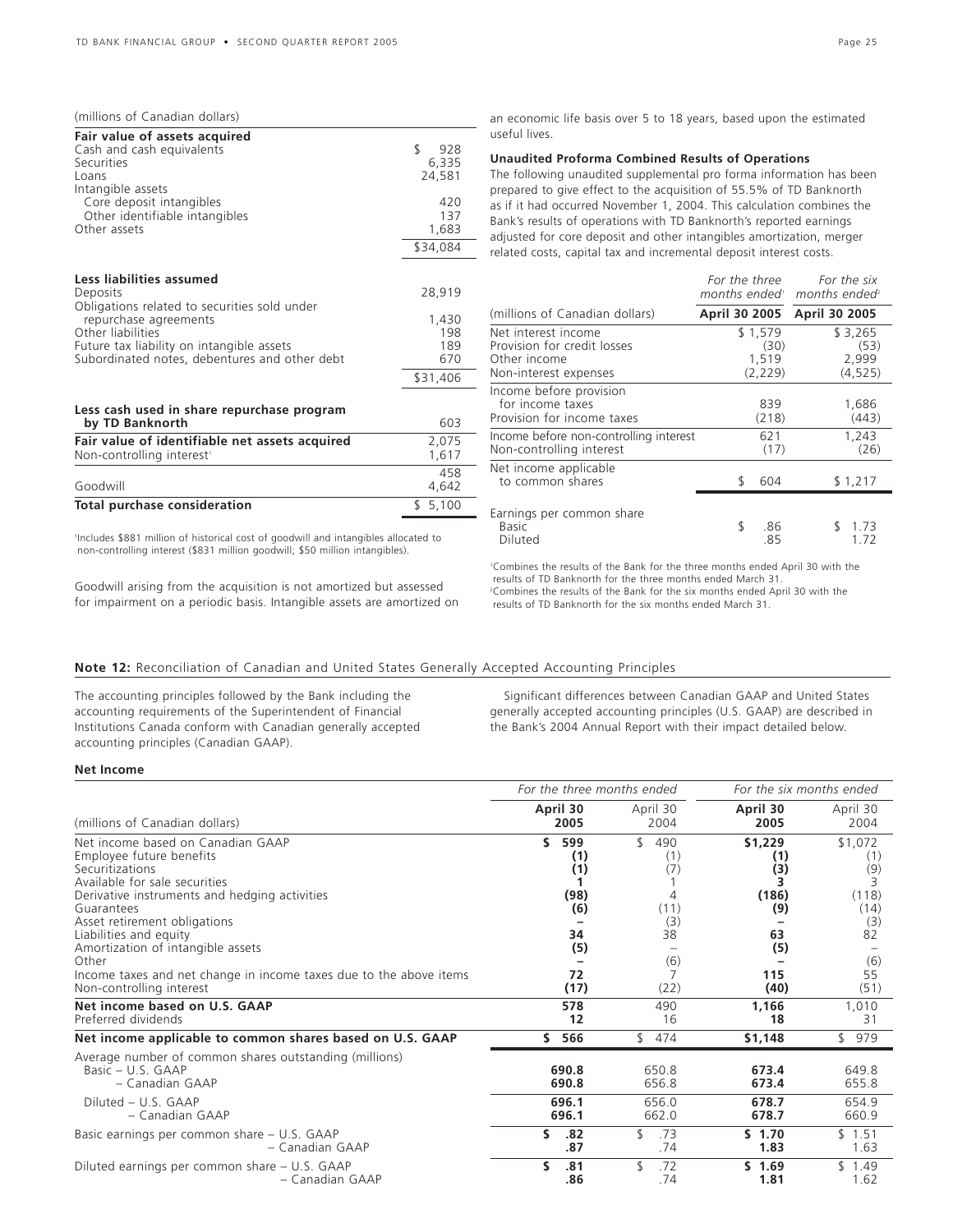(millions of Canadian dollars)

| | |
|---|---|
| **Fair value of assets acquired** | |
| Cash and cash equivalents | $ 928 |
| Securities | 6,335 |
| Loans | 24,581 |
| Intangible assets | |
| Core deposit intangibles | 420 |
| Other identifiable intangibles | 137 |
| Other assets | 1,683 |
| | $34,084 |
| **Less liabilities assumed** | |
| Deposits | 28,919 |
| Obligations related to securities sold under repurchase agreements | 1,430 |
| Other liabilities | 198 |
| Future tax liability on intangible assets | 189 |
| Subordinated notes, debentures and other debt | 670 |
| | $31,406 |
| **Less cash used in share repurchase program by TD Banknorth** | 603 |
| **Fair value of identifiable net assets acquired** | 2,075 |
| Non-controlling interest[1] | 1,617 |
| | 458 |
| Goodwill | 4,642 |
| **Total purchase consideration** | $ 5,100 |

[1]Includes $881 million of historical cost of goodwill and intangibles allocated to non-controlling interest ($831 million goodwill; $50 million intangibles).

Goodwill arising from the acquisition is not amortized but assessed for impairment on a periodic basis. Intangible assets are amortized on an economic life basis over 5 to 18 years, based upon the estimated useful lives.

**Unaudited Proforma Combined Results of Operations**

The following unaudited supplemental pro forma information has been prepared to give effect to the acquisition of 55.5% of TD Banknorth as if it had occurred November 1, 2004. This calculation combines the Bank's results of operations with TD Banknorth's reported earnings adjusted for core deposit and other intangibles amortization, merger related costs, capital tax and incremental deposit interest costs.

| (millions of Canadian dollars) | *For the three months ended*[1] **April 30 2005** | *For the six months ended*[2] **April 30 2005** |
|---|---|---|
| Net interest income | $ 1,579 | $ 3,265 |
| Provision for credit losses | (30) | (53) |
| Other income | 1,519 | 2,999 |
| Non-interest expenses | (2,229) | (4,525) |
| Income before provision for income taxes | 839 | 1,686 |
| Provision for income taxes | (218) | (443) |
| Income before non-controlling interest | 621 | 1,243 |
| Non-controlling interest | (17) | (26) |
| Net income applicable to common shares | $ 604 | $ 1,217 |
| Earnings per common share | | |
| Basic | $ .86 | $ 1.73 |
| Diluted | .85 | 1.72 |

[1]Combines the results of the Bank for the three months ended April 30 with the results of TD Banknorth for the three months ended March 31.
[2]Combines the results of the Bank for the six months ended April 30 with the results of TD Banknorth for the six months ended March 31.

## Note 12: Reconciliation of Canadian and United States Generally Accepted Accounting Principles

The accounting principles followed by the Bank including the accounting requirements of the Superintendent of Financial Institutions Canada conform with Canadian generally accepted accounting principles (Canadian GAAP).

Significant differences between Canadian GAAP and United States generally accepted accounting principles (U.S. GAAP) are described in the Bank's 2004 Annual Report with their impact detailed below.

### Net Income

| | *For the three months ended* | | *For the six months ended* | |
|---|---|---|---|---|
| (millions of Canadian dollars) | **April 30 2005** | April 30 2004 | **April 30 2005** | April 30 2004 |
| Net income based on Canadian GAAP | **$ 599** | $ 490 | **$1,229** | $1,072 |
| Employee future benefits | **(1)** | (1) | **(1)** | (1) |
| Securitizations | **(1)** | (7) | **(3)** | (9) |
| Available for sale securities | **1** | 1 | **3** | 3 |
| Derivative instruments and hedging activities | **(98)** | 4 | **(186)** | (118) |
| Guarantees | **(6)** | (11) | **(9)** | (14) |
| Asset retirement obligations | **–** | (3) | **–** | (3) |
| Liabilities and equity | **34** | 38 | **63** | 82 |
| Amortization of intangible assets | **(5)** | – | **(5)** | – |
| Other | **–** | (6) | **–** | (6) |
| Income taxes and net change in income taxes due to the above items | **72** | 7 | **115** | 55 |
| Non-controlling interest | **(17)** | (22) | **(40)** | (51) |
| **Net income based on U.S. GAAP** | **578** | 490 | **1,166** | 1,010 |
| Preferred dividends | **12** | 16 | **18** | 31 |
| **Net income applicable to common shares based on U.S. GAAP** | **$ 566** | $ 474 | **$1,148** | $ 979 |
| Average number of common shares outstanding (millions) | | | | |
| Basic – U.S. GAAP | **690.8** | 650.8 | **673.4** | 649.8 |
| – Canadian GAAP | **690.8** | 656.8 | **673.4** | 655.8 |
| Diluted – U.S. GAAP | **696.1** | 656.0 | **678.7** | 654.9 |
| – Canadian GAAP | **696.1** | 662.0 | **678.7** | 660.9 |
| Basic earnings per common share – U.S. GAAP | **$ .82** | $ .73 | **$ 1.70** | $ 1.51 |
| – Canadian GAAP | **.87** | .74 | **1.83** | 1.63 |
| Diluted earnings per common share – U.S. GAAP | **$ .81** | $ .72 | **$ 1.69** | $ 1.49 |
| – Canadian GAAP | **.86** | .74 | **1.81** | 1.62 |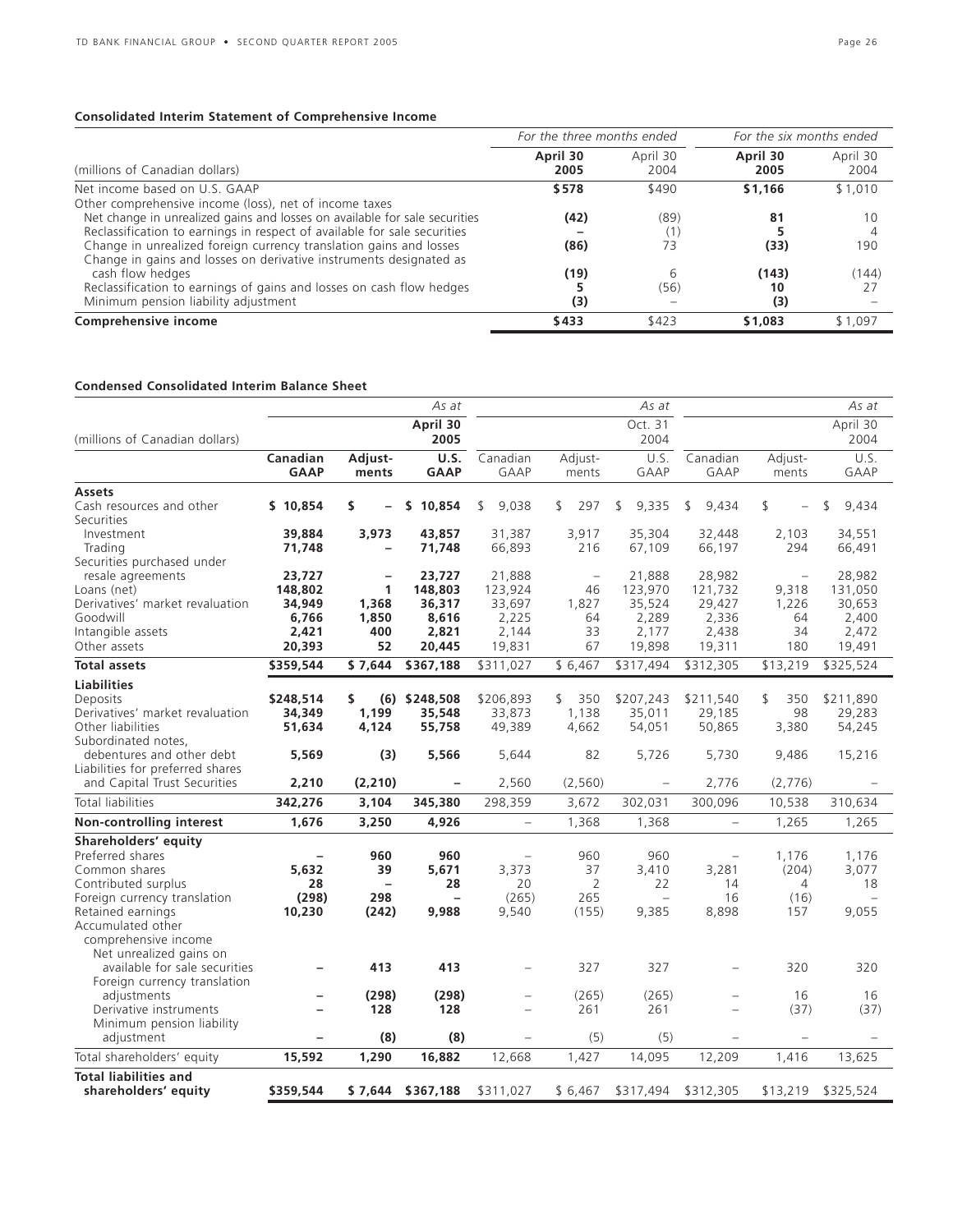### Consolidated Interim Statement of Comprehensive Income

| (millions of Canadian dollars) | *For the three months ended* | | *For the six months ended* | |
|---|---|---|---|---|
| | **April 30 2005** | April 30 2004 | **April 30 2005** | April 30 2004 |
| Net income based on U.S. GAAP | **$578** | $490 | **$1,166** | $1,010 |
| Other comprehensive income (loss), net of income taxes | | | | |
| Net change in unrealized gains and losses on available for sale securities | **(42)** | (89) | **81** | 10 |
| Reclassification to earnings in respect of available for sale securities | **–** | (1) | **5** | 4 |
| Change in unrealized foreign currency translation gains and losses | **(86)** | 73 | **(33)** | 190 |
| Change in gains and losses on derivative instruments designated as cash flow hedges | **(19)** | 6 | **(143)** | (144) |
| Reclassification to earnings of gains and losses on cash flow hedges | **5** | (56) | **10** | 27 |
| Minimum pension liability adjustment | **(3)** | – | **(3)** | – |
| **Comprehensive income** | **$433** | $423 | **$1,083** | $1,097 |

### Condensed Consolidated Interim Balance Sheet

| (millions of Canadian dollars) | | | *As at* **April 30 2005** | | | *As at* Oct. 31 2004 | | | *As at* April 30 2004 |
|---|---|---|---|---|---|---|---|---|---|
| | **Canadian GAAP** | **Adjust-ments** | **U.S. GAAP** | Canadian GAAP | Adjust-ments | U.S. GAAP | Canadian GAAP | Adjust-ments | U.S. GAAP |
| **Assets** | | | | | | | | | |
| Cash resources and other | **$ 10,854** | **$ –** | **$ 10,854** | $ 9,038 | $ 297 | $ 9,335 | $ 9,434 | $ – | $ 9,434 |
| Securities | | | | | | | | | |
| Investment | **39,884** | **3,973** | **43,857** | 31,387 | 3,917 | 35,304 | 32,448 | 2,103 | 34,551 |
| Trading | **71,748** | **–** | **71,748** | 66,893 | 216 | 67,109 | 66,197 | 294 | 66,491 |
| Securities purchased under resale agreements | **23,727** | **–** | **23,727** | 21,888 | – | 21,888 | 28,982 | – | 28,982 |
| Loans (net) | **148,802** | **1** | **148,803** | 123,924 | 46 | 123,970 | 121,732 | 9,318 | 131,050 |
| Derivatives' market revaluation | **34,949** | **1,368** | **36,317** | 33,697 | 1,827 | 35,524 | 29,427 | 1,226 | 30,653 |
| Goodwill | **6,766** | **1,850** | **8,616** | 2,225 | 64 | 2,289 | 2,336 | 64 | 2,400 |
| Intangible assets | **2,421** | **400** | **2,821** | 2,144 | 33 | 2,177 | 2,438 | 34 | 2,472 |
| Other assets | **20,393** | **52** | **20,445** | 19,831 | 67 | 19,898 | 19,311 | 180 | 19,491 |
| **Total assets** | **$359,544** | **$ 7,644** | **$367,188** | $311,027 | $ 6,467 | $317,494 | $312,305 | $13,219 | $325,524 |
| **Liabilities** | | | | | | | | | |
| Deposits | **$248,514** | **$ (6)** | **$248,508** | $206,893 | $ 350 | $207,243 | $211,540 | $ 350 | $211,890 |
| Derivatives' market revaluation | **34,349** | **1,199** | **35,548** | 33,873 | 1,138 | 35,011 | 29,185 | 98 | 29,283 |
| Other liabilities | **51,634** | **4,124** | **55,758** | 49,389 | 4,662 | 54,051 | 50,865 | 3,380 | 54,245 |
| Subordinated notes, debentures and other debt | **5,569** | **(3)** | **5,566** | 5,644 | 82 | 5,726 | 5,730 | 9,486 | 15,216 |
| Liabilities for preferred shares and Capital Trust Securities | **2,210** | **(2,210)** | **–** | 2,560 | (2,560) | – | 2,776 | (2,776) | – |
| Total liabilities | **342,276** | **3,104** | **345,380** | 298,359 | 3,672 | 302,031 | 300,096 | 10,538 | 310,634 |
| **Non-controlling interest** | **1,676** | **3,250** | **4,926** | – | 1,368 | 1,368 | – | 1,265 | 1,265 |
| **Shareholders' equity** | | | | | | | | | |
| Preferred shares | **–** | **960** | **960** | – | 960 | 960 | – | 1,176 | 1,176 |
| Common shares | **5,632** | **39** | **5,671** | 3,373 | 37 | 3,410 | 3,281 | (204) | 3,077 |
| Contributed surplus | **28** | **–** | **28** | 20 | 2 | 22 | 14 | 4 | 18 |
| Foreign currency translation | **(298)** | **298** | **–** | (265) | 265 | – | 16 | (16) | – |
| Retained earnings | **10,230** | **(242)** | **9,988** | 9,540 | (155) | 9,385 | 8,898 | 157 | 9,055 |
| Accumulated other comprehensive income | | | | | | | | | |
| Net unrealized gains on available for sale securities | **–** | **413** | **413** | – | 327 | 327 | – | 320 | 320 |
| Foreign currency translation adjustments | **–** | **(298)** | **(298)** | – | (265) | (265) | – | 16 | 16 |
| Derivative instruments | **–** | **128** | **128** | – | 261 | 261 | – | (37) | (37) |
| Minimum pension liability adjustment | **–** | **(8)** | **(8)** | – | (5) | (5) | – | – | – |
| Total shareholders' equity | **15,592** | **1,290** | **16,882** | 12,668 | 1,427 | 14,095 | 12,209 | 1,416 | 13,625 |
| **Total liabilities and shareholders' equity** | **$359,544** | **$ 7,644** | **$367,188** | $311,027 | $ 6,467 | $317,494 | $312,305 | $13,219 | $325,524 |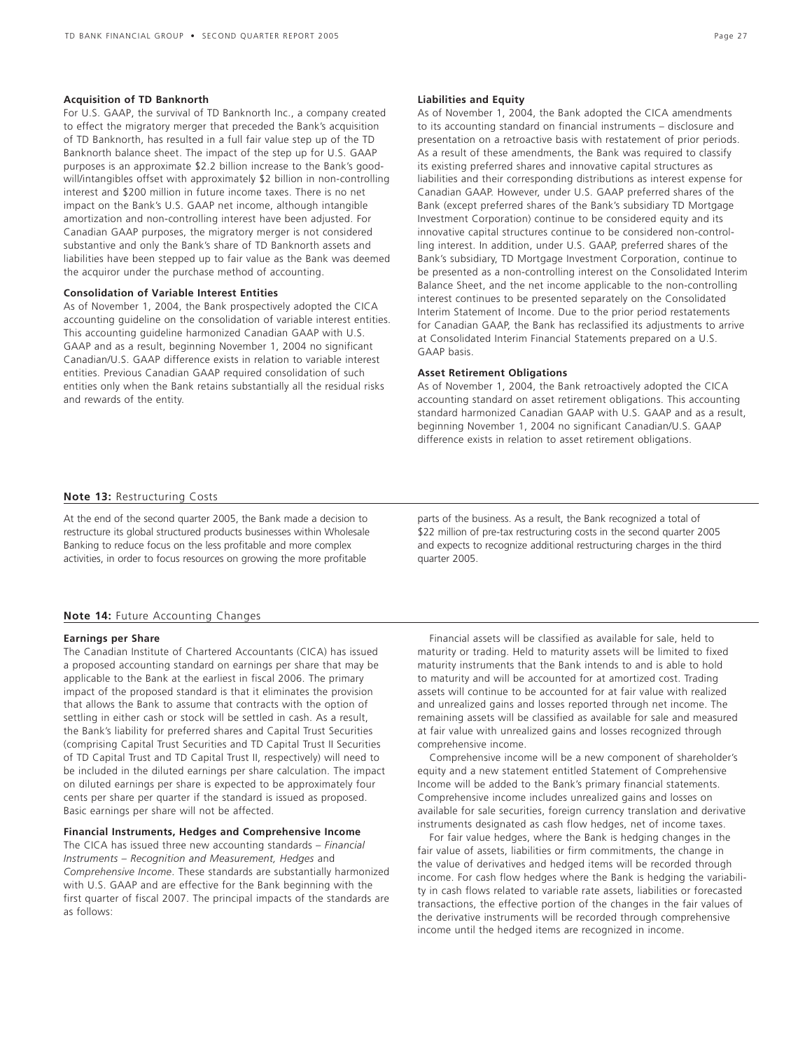#### Acquisition of TD Banknorth

For U.S. GAAP, the survival of TD Banknorth Inc., a company created to effect the migratory merger that preceded the Bank's acquisition of TD Banknorth, has resulted in a full fair value step up of the TD Banknorth balance sheet. The impact of the step up for U.S. GAAP purposes is an approximate $2.2 billion increase to the Bank's goodwill/intangibles offset with approximately $2 billion in non-controlling interest and $200 million in future income taxes. There is no net impact on the Bank's U.S. GAAP net income, although intangible amortization and non-controlling interest have been adjusted. For Canadian GAAP purposes, the migratory merger is not considered substantive and only the Bank's share of TD Banknorth assets and liabilities have been stepped up to fair value as the Bank was deemed the acquiror under the purchase method of accounting.

#### Consolidation of Variable Interest Entities

As of November 1, 2004, the Bank prospectively adopted the CICA accounting guideline on the consolidation of variable interest entities. This accounting guideline harmonized Canadian GAAP with U.S. GAAP and as a result, beginning November 1, 2004 no significant Canadian/U.S. GAAP difference exists in relation to variable interest entities. Previous Canadian GAAP required consolidation of such entities only when the Bank retains substantially all the residual risks and rewards of the entity.

#### Liabilities and Equity

As of November 1, 2004, the Bank adopted the CICA amendments to its accounting standard on financial instruments – disclosure and presentation on a retroactive basis with restatement of prior periods. As a result of these amendments, the Bank was required to classify its existing preferred shares and innovative capital structures as liabilities and their corresponding distributions as interest expense for Canadian GAAP. However, under U.S. GAAP preferred shares of the Bank (except preferred shares of the Bank's subsidiary TD Mortgage Investment Corporation) continue to be considered equity and its innovative capital structures continue to be considered non-controlling interest. In addition, under U.S. GAAP, preferred shares of the Bank's subsidiary, TD Mortgage Investment Corporation, continue to be presented as a non-controlling interest on the Consolidated Interim Balance Sheet, and the net income applicable to the non-controlling interest continues to be presented separately on the Consolidated Interim Statement of Income. Due to the prior period restatements for Canadian GAAP, the Bank has reclassified its adjustments to arrive at Consolidated Interim Financial Statements prepared on a U.S. GAAP basis.

#### Asset Retirement Obligations

As of November 1, 2004, the Bank retroactively adopted the CICA accounting standard on asset retirement obligations. This accounting standard harmonized Canadian GAAP with U.S. GAAP and as a result, beginning November 1, 2004 no significant Canadian/U.S. GAAP difference exists in relation to asset retirement obligations.

## Note 13: Restructuring Costs

At the end of the second quarter 2005, the Bank made a decision to restructure its global structured products businesses within Wholesale Banking to reduce focus on the less profitable and more complex activities, in order to focus resources on growing the more profitable parts of the business. As a result, the Bank recognized a total of $22 million of pre-tax restructuring costs in the second quarter 2005 and expects to recognize additional restructuring charges in the third quarter 2005.

## Note 14: Future Accounting Changes

#### Earnings per Share

The Canadian Institute of Chartered Accountants (CICA) has issued a proposed accounting standard on earnings per share that may be applicable to the Bank at the earliest in fiscal 2006. The primary impact of the proposed standard is that it eliminates the provision that allows the Bank to assume that contracts with the option of settling in either cash or stock will be settled in cash. As a result, the Bank's liability for preferred shares and Capital Trust Securities (comprising Capital Trust Securities and TD Capital Trust II Securities of TD Capital Trust and TD Capital Trust II, respectively) will need to be included in the diluted earnings per share calculation. The impact on diluted earnings per share is expected to be approximately four cents per share per quarter if the standard is issued as proposed. Basic earnings per share will not be affected.

#### Financial Instruments, Hedges and Comprehensive Income

The CICA has issued three new accounting standards – *Financial Instruments – Recognition and Measurement, Hedges* and *Comprehensive Income*. These standards are substantially harmonized with U.S. GAAP and are effective for the Bank beginning with the first quarter of fiscal 2007. The principal impacts of the standards are as follows:

Financial assets will be classified as available for sale, held to maturity or trading. Held to maturity assets will be limited to fixed maturity instruments that the Bank intends to and is able to hold to maturity and will be accounted for at amortized cost. Trading assets will continue to be accounted for at fair value with realized and unrealized gains and losses reported through net income. The remaining assets will be classified as available for sale and measured at fair value with unrealized gains and losses recognized through comprehensive income.

Comprehensive income will be a new component of shareholder's equity and a new statement entitled Statement of Comprehensive Income will be added to the Bank's primary financial statements. Comprehensive income includes unrealized gains and losses on available for sale securities, foreign currency translation and derivative instruments designated as cash flow hedges, net of income taxes.

For fair value hedges, where the Bank is hedging changes in the fair value of assets, liabilities or firm commitments, the change in the value of derivatives and hedged items will be recorded through income. For cash flow hedges where the Bank is hedging the variability in cash flows related to variable rate assets, liabilities or forecasted transactions, the effective portion of the changes in the fair values of the derivative instruments will be recorded through comprehensive income until the hedged items are recognized in income.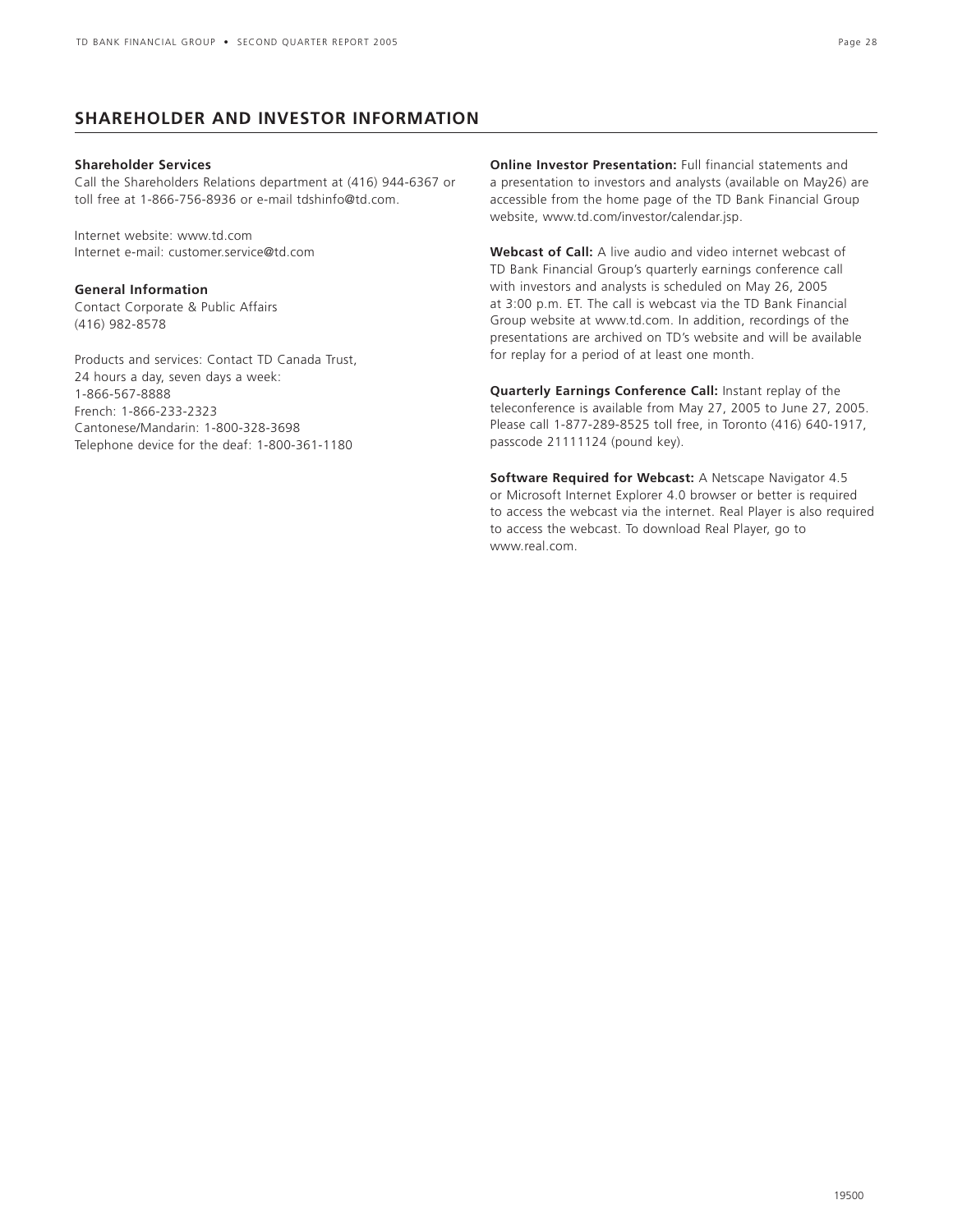## SHAREHOLDER AND INVESTOR INFORMATION

**Shareholder Services**
Call the Shareholders Relations department at (416) 944-6367 or toll free at 1-866-756-8936 or e-mail tdshinfo@td.com.

Internet website: www.td.com
Internet e-mail: customer.service@td.com

**General Information**
Contact Corporate & Public Affairs
(416) 982-8578

Products and services: Contact TD Canada Trust, 24 hours a day, seven days a week:
1-866-567-8888
French: 1-866-233-2323
Cantonese/Mandarin: 1-800-328-3698
Telephone device for the deaf: 1-800-361-1180

**Online Investor Presentation:** Full financial statements and a presentation to investors and analysts (available on May26) are accessible from the home page of the TD Bank Financial Group website, www.td.com/investor/calendar.jsp.

**Webcast of Call:** A live audio and video internet webcast of TD Bank Financial Group's quarterly earnings conference call with investors and analysts is scheduled on May 26, 2005 at 3:00 p.m. ET. The call is webcast via the TD Bank Financial Group website at www.td.com. In addition, recordings of the presentations are archived on TD's website and will be available for replay for a period of at least one month.

**Quarterly Earnings Conference Call:** Instant replay of the teleconference is available from May 27, 2005 to June 27, 2005. Please call 1-877-289-8525 toll free, in Toronto (416) 640-1917, passcode 21111124 (pound key).

**Software Required for Webcast:** A Netscape Navigator 4.5 or Microsoft Internet Explorer 4.0 browser or better is required to access the webcast via the internet. Real Player is also required to access the webcast. To download Real Player, go to www.real.com.

19500